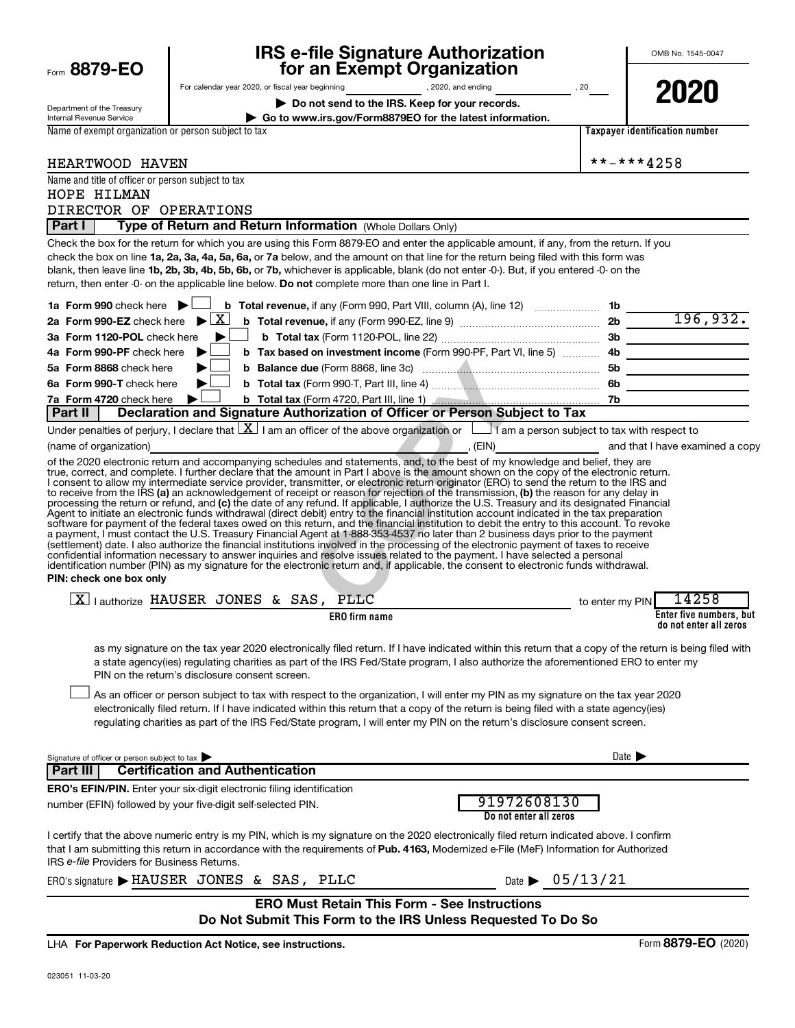Form **8879-EO**

Department of the Treasury
Internal Revenue Service

# IRS e-file Signature Authorization for an Exempt Organization

For calendar year 2020, or fiscal year beginning ____________, 2020, and ending ____________, 20___

▶ **Do not send to the IRS. Keep for your records.**

▶ **Go to www.irs.gov/Form8879EO for the latest information.**

OMB No. 1545-0047

**2020**

Name of exempt organization or person subject to tax: HEARTWOOD HAVEN

Taxpayer identification number: **-***4258

Name and title of officer or person subject to tax:
HOPE HILMAN
DIRECTOR OF OPERATIONS

## Part I — Type of Return and Return Information (Whole Dollars Only)

Check the box for the return for which you are using this Form 8879-EO and enter the applicable amount, if any, from the return. If you check the box on line **1a, 2a, 3a, 4a, 5a, 6a,** or **7a** below, and the amount on that line for the return being filed with this form was blank, then leave line **1b, 2b, 3b, 4b, 5b, 6b,** or **7b,** whichever is applicable, blank (do not enter -0-). But, if you entered -0- on the return, then enter -0- on the applicable line below. **Do not** complete more than one line in Part I.

| | | | |
|---|---|---|---|
| **1a Form 990** check here ▶ ☐ | **b Total revenue,** if any (Form 990, Part VIII, column (A), line 12) | 1b | |
| **2a Form 990-EZ** check here ▶ ☒ | **b Total revenue,** if any (Form 990-EZ, line 9) | 2b | 196,932. |
| **3a Form 1120-POL** check here ▶ ☐ | **b Total tax** (Form 1120-POL, line 22) | 3b | |
| **4a Form 990-PF** check here ▶ ☐ | **b Tax based on investment income** (Form 990-PF, Part VI, line 5) | 4b | |
| **5a Form 8868** check here ▶ ☐ | **b Balance due** (Form 8868, line 3c) | 5b | |
| **6a Form 990-T** check here ▶ ☐ | **b Total tax** (Form 990-T, Part III, line 4) | 6b | |
| **7a Form 4720** check here ▶ ☐ | **b Total tax** (Form 4720, Part III, line 1) | 7b | |

## Part II — Declaration and Signature Authorization of Officer or Person Subject to Tax

Under penalties of perjury, I declare that ☒ I am an officer of the above organization or ☐ I am a person subject to tax with respect to (name of organization) ____________, (EIN) ____________ and that I have examined a copy of the 2020 electronic return and accompanying schedules and statements, and, to the best of my knowledge and belief, they are true, correct, and complete. I further declare that the amount in Part I above is the amount shown on the copy of the electronic return. I consent to allow my intermediate service provider, transmitter, or electronic return originator (ERO) to send the return to the IRS and to receive from the IRS **(a)** an acknowledgement of receipt or reason for rejection of the transmission, **(b)** the reason for any delay in processing the return or refund, and **(c)** the date of any refund. If applicable, I authorize the U.S. Treasury and its designated Financial Agent to initiate an electronic funds withdrawal (direct debit) entry to the financial institution account indicated in the tax preparation software for payment of the federal taxes owed on this return, and the financial institution to debit the entry to this account. To revoke a payment, I must contact the U.S. Treasury Financial Agent at 1-888-353-4537 no later than 2 business days prior to the payment (settlement) date. I also authorize the financial institutions involved in the processing of the electronic payment of taxes to receive confidential information necessary to answer inquiries and resolve issues related to the payment. I have selected a personal identification number (PIN) as my signature for the electronic return and, if applicable, the consent to electronic funds withdrawal.

**PIN: check one box only**

☒ I authorize HAUSER JONES & SAS, PLLC (ERO firm name) to enter my PIN 14258 (Enter five numbers, but do not enter all zeros) as my signature on the tax year 2020 electronically filed return. If I have indicated within this return that a copy of the return is being filed with a state agency(ies) regulating charities as part of the IRS Fed/State program, I also authorize the aforementioned ERO to enter my PIN on the return's disclosure consent screen.

☐ As an officer or person subject to tax with respect to the organization, I will enter my PIN as my signature on the tax year 2020 electronically filed return. If I have indicated within this return that a copy of the return is being filed with a state agency(ies) regulating charities as part of the IRS Fed/State program, I will enter my PIN on the return's disclosure consent screen.

Signature of officer or person subject to tax ▶ ____________ Date ▶ ____________

## Part III — Certification and Authentication

**ERO's EFIN/PIN.** Enter your six-digit electronic filing identification number (EFIN) followed by your five-digit self-selected PIN. 91972608130 (Do not enter all zeros)

I certify that the above numeric entry is my PIN, which is my signature on the 2020 electronically filed return indicated above. I confirm that I am submitting this return in accordance with the requirements of **Pub. 4163,** Modernized e-File (MeF) Information for Authorized IRS *e-file* Providers for Business Returns.

ERO's signature ▶ HAUSER JONES & SAS, PLLC Date ▶ 05/13/21

**ERO Must Retain This Form - See Instructions**
**Do Not Submit This Form to the IRS Unless Requested To Do So**

LHA **For Paperwork Reduction Act Notice, see instructions.** Form **8879-EO** (2020)

023051 11-03-20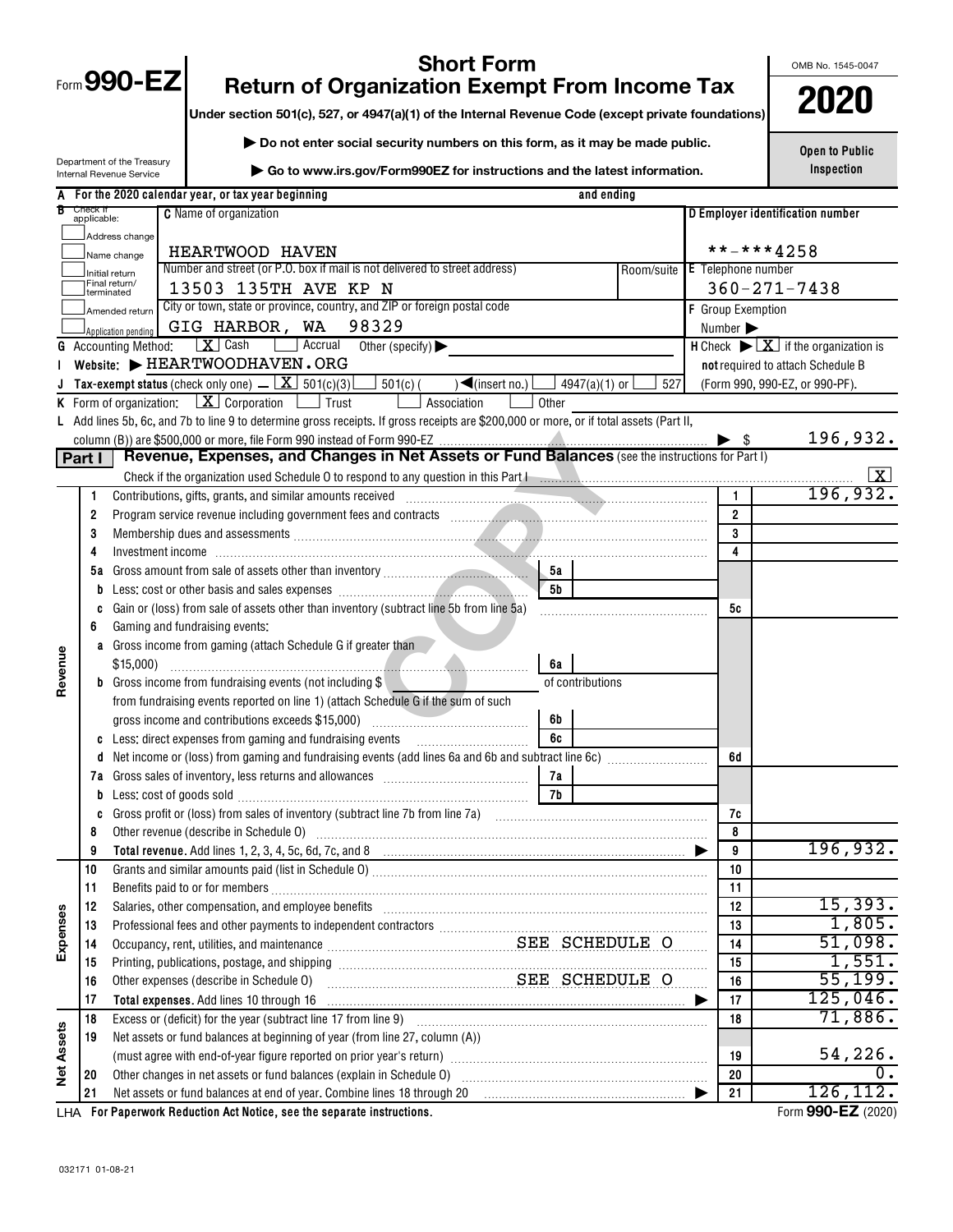Form **990-EZ**

Department of the Treasury
Internal Revenue Service

# Short Form
## Return of Organization Exempt From Income Tax

**Under section 501(c), 527, or 4947(a)(1) of the Internal Revenue Code (except private foundations)**

▶ **Do not enter social security numbers on this form, as it may be made public.**

▶ **Go to www.irs.gov/Form990EZ for instructions and the latest information.**

OMB No. 1545-0047

**2020**

**Open to Public Inspection**

**A** For the 2020 calendar year, or tax year beginning and ending

**B** Check if applicable:
- Address change
- Name change
- Initial return
- Final return/terminated
- Amended return
- Application pending

**C** Name of organization: HEARTWOOD HAVEN

Number and street (or P.O. box if mail is not delivered to street address): 13503 135TH AVE KP N — Room/suite

City or town, state or province, country, and ZIP or foreign postal code: GIG HARBOR, WA 98329

**D** Employer identification number: **-***4258

**E** Telephone number: 360-271-7438

**F** Group Exemption Number ▶

**G** Accounting Method: [X] Cash [ ] Accrual Other (specify) ▶

**H** Check ▶ [X] if the organization is **not** required to attach Schedule B (Form 990, 990-EZ, or 990-PF).

**I** Website: ▶ HEARTWOODHAVEN.ORG

**J** Tax-exempt status (check only one) — [X] 501(c)(3) [ ] 501(c) ( ) ◀(insert no.) [ ] 4947(a)(1) or [ ] 527

**K** Form of organization: [X] Corporation [ ] Trust [ ] Association [ ] Other

**L** Add lines 5b, 6c, and 7b to line 9 to determine gross receipts. If gross receipts are $200,000 or more, or if total assets (Part II, column (B)) are $500,000 or more, file Form 990 instead of Form 990-EZ ▶ $ 196,932.

## Part I — Revenue, Expenses, and Changes in Net Assets or Fund Balances (see the instructions for Part I)

Check if the organization used Schedule O to respond to any question in this Part I [X]

| Section | Line | Description | | | Line | Amount |
|---|---|---|---|---|---|---|
| Revenue | 1 | Contributions, gifts, grants, and similar amounts received | | | 1 | 196,932. |
| | 2 | Program service revenue including government fees and contracts | | | 2 | |
| | 3 | Membership dues and assessments | | | 3 | |
| | 4 | Investment income | | | 4 | |
| | 5a | Gross amount from sale of assets other than inventory | 5a | | | |
| | b | Less: cost or other basis and sales expenses | 5b | | | |
| | c | Gain or (loss) from sale of assets other than inventory (subtract line 5b from line 5a) | | | 5c | |
| | 6 | Gaming and fundraising events: | | | | |
| | a | Gross income from gaming (attach Schedule G if greater than $15,000) | 6a | | | |
| | b | Gross income from fundraising events (not including $ of contributions from fundraising events reported on line 1) (attach Schedule G if the sum of such gross income and contributions exceeds $15,000) | 6b | | | |
| | c | Less: direct expenses from gaming and fundraising events | 6c | | | |
| | d | Net income or (loss) from gaming and fundraising events (add lines 6a and 6b and subtract line 6c) | | | 6d | |
| | 7a | Gross sales of inventory, less returns and allowances | 7a | | | |
| | b | Less: cost of goods sold | 7b | | | |
| | c | Gross profit or (loss) from sales of inventory (subtract line 7b from line 7a) | | | 7c | |
| | 8 | Other revenue (describe in Schedule O) | | | 8 | |
| | 9 | **Total revenue.** Add lines 1, 2, 3, 4, 5c, 6d, 7c, and 8 ▶ | | | 9 | 196,932. |
| Expenses | 10 | Grants and similar amounts paid (list in Schedule O) | | | 10 | |
| | 11 | Benefits paid to or for members | | | 11 | |
| | 12 | Salaries, other compensation, and employee benefits | | | 12 | 15,393. |
| | 13 | Professional fees and other payments to independent contractors | | | 13 | 1,805. |
| | 14 | Occupancy, rent, utilities, and maintenance — SEE SCHEDULE O | | | 14 | 51,098. |
| | 15 | Printing, publications, postage, and shipping | | | 15 | 1,551. |
| | 16 | Other expenses (describe in Schedule O) — SEE SCHEDULE O | | | 16 | 55,199. |
| | 17 | **Total expenses.** Add lines 10 through 16 ▶ | | | 17 | 125,046. |
| Net Assets | 18 | Excess or (deficit) for the year (subtract line 17 from line 9) | | | 18 | 71,886. |
| | 19 | Net assets or fund balances at beginning of year (from line 27, column (A)) (must agree with end-of-year figure reported on prior year's return) | | | 19 | 54,226. |
| | 20 | Other changes in net assets or fund balances (explain in Schedule O) | | | 20 | 0. |
| | 21 | Net assets or fund balances at end of year. Combine lines 18 through 20 ▶ | | | 21 | 126,112. |

LHA **For Paperwork Reduction Act Notice, see the separate instructions.** Form **990-EZ** (2020)

032171 01-08-21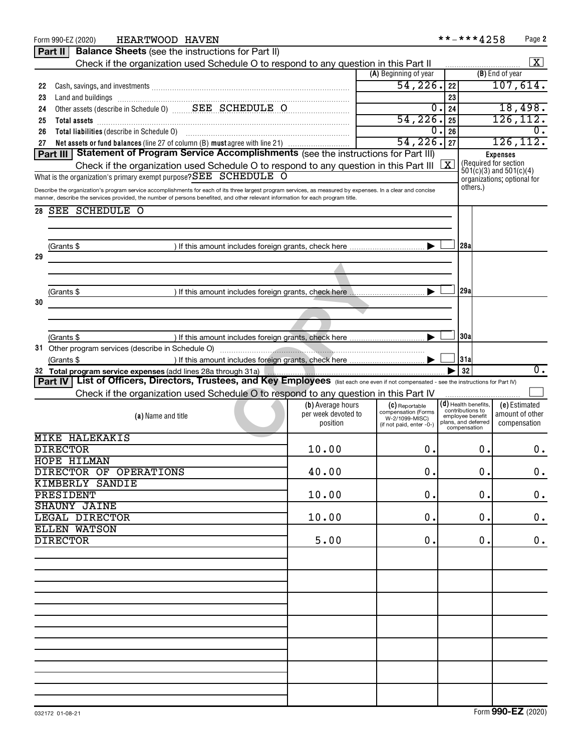Form 990-EZ (2020) HEARTWOOD HAVEN **-***4258 Page 2

## Part II Balance Sheets (see the instructions for Part II)

Check if the organization used Schedule O to respond to any question in this Part II [X]

| | | (A) Beginning of year | | (B) End of year |
|---|---|---|---|---|
| 22 | Cash, savings, and investments | 54,226. | 22 | 107,614. |
| 23 | Land and buildings | | 23 | |
| 24 | Other assets (describe in Schedule O) SEE SCHEDULE O | 0. | 24 | 18,498. |
| 25 | **Total assets** | 54,226. | 25 | 126,112. |
| 26 | **Total liabilities** (describe in Schedule O) | 0. | 26 | 0. |
| 27 | **Net assets or fund balances** (line 27 of column (B) **must** agree with line 21) | 54,226. | 27 | 126,112. |

## Part III Statement of Program Service Accomplishments (see the instructions for Part III)

Check if the organization used Schedule O to respond to any question in this Part III [X]

What is the organization's primary exempt purpose? SEE SCHEDULE O

**Expenses** (Required for section 501(c)(3) and 501(c)(4) organizations; optional for others.)

Describe the organization's program service accomplishments for each of its three largest program services, as measured by expenses. In a clear and concise manner, describe the services provided, the number of persons benefited, and other relevant information for each program title.

| | | | |
|---|---|---|---|
| 28 | SEE SCHEDULE O | | |
| | (Grants $ ) If this amount includes foreign grants, check here [ ] | 28a | |
| 29 | | | |
| | (Grants $ ) If this amount includes foreign grants, check here [ ] | 29a | |
| 30 | | | |
| | (Grants $ ) If this amount includes foreign grants, check here [ ] | 30a | |
| 31 | Other program services (describe in Schedule O) | | |
| | (Grants $ ) If this amount includes foreign grants, check here [ ] | 31a | |
| 32 | **Total program service expenses** (add lines 28a through 31a) | 32 | 0. |

## Part IV List of Officers, Directors, Trustees, and Key Employees (list each one even if not compensated - see the instructions for Part IV)

Check if the organization used Schedule O to respond to any question in this Part IV [ ]

| (a) Name and title | (b) Average hours per week devoted to position | (c) Reportable compensation (Forms W-2/1099-MISC) (if not paid, enter -0-) | (d) Health benefits, contributions to employee benefit plans, and deferred compensation | (e) Estimated amount of other compensation |
|---|---|---|---|---|
| MIKE HALEKAKIS<br>DIRECTOR | 10.00 | 0. | 0. | 0. |
| HOPE HILMAN<br>DIRECTOR OF OPERATIONS | 40.00 | 0. | 0. | 0. |
| KIMBERLY SANDIE<br>PRESIDENT | 10.00 | 0. | 0. | 0. |
| SHAUNY JAINE<br>LEGAL DIRECTOR | 10.00 | 0. | 0. | 0. |
| ELLEN WATSON<br>DIRECTOR | 5.00 | 0. | 0. | 0. |

032172 01-08-21 Form **990-EZ** (2020)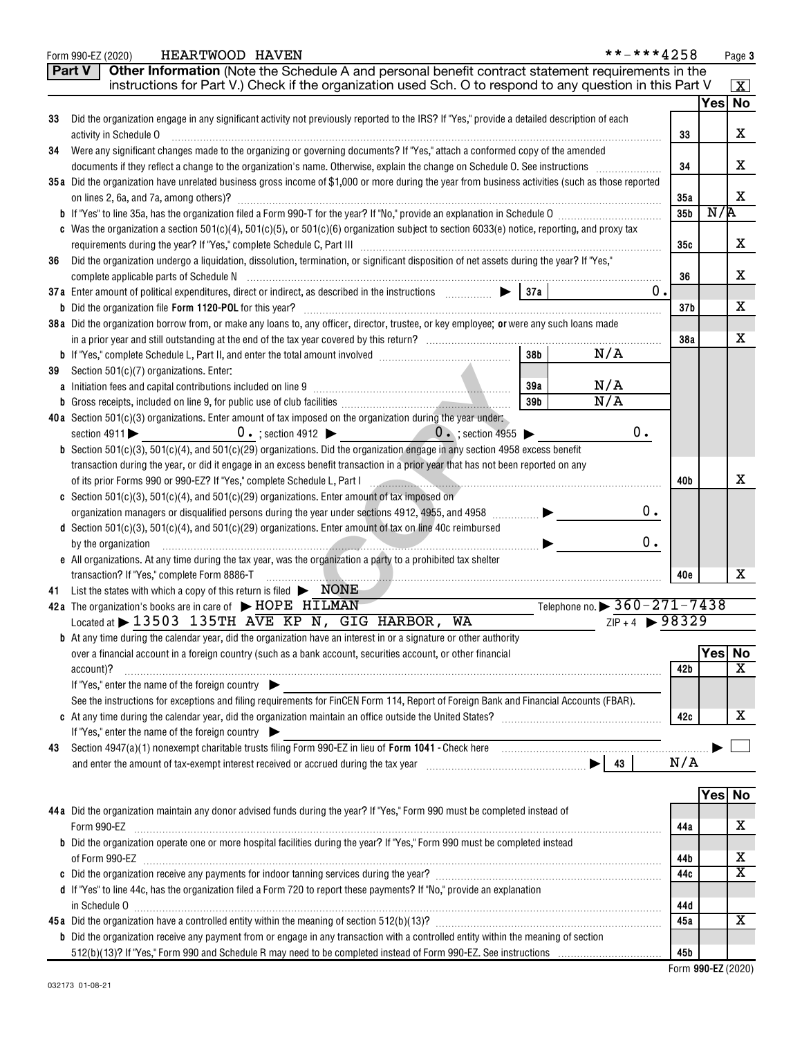Form 990-EZ (2020) HEARTWOOD HAVEN **-***4258

## Part V Other Information

(Note the Schedule A and personal benefit contract statement requirements in the instructions for Part V.) Check if the organization used Sch. O to respond to any question in this Part V [X]

| | | | Yes | No |
|---|---|---|---|---|
| 33 | Did the organization engage in any significant activity not previously reported to the IRS? If "Yes," provide a detailed description of each activity in Schedule O | 33 | | X |
| 34 | Were any significant changes made to the organizing or governing documents? If "Yes," attach a conformed copy of the amended documents if they reflect a change to the organization's name. Otherwise, explain the change on Schedule O. See instructions | 34 | | X |
| 35a | Did the organization have unrelated business gross income of $1,000 or more during the year from business activities (such as those reported on lines 2, 6a, and 7a, among others)? | 35a | | X |
| b | If "Yes" to line 35a, has the organization filed a Form 990-T for the year? If "No," provide an explanation in Schedule O | 35b | N/A | |
| c | Was the organization a section 501(c)(4), 501(c)(5), or 501(c)(6) organization subject to section 6033(e) notice, reporting, and proxy tax requirements during the year? If "Yes," complete Schedule C, Part III | 35c | | X |
| 36 | Did the organization undergo a liquidation, dissolution, termination, or significant disposition of net assets during the year? If "Yes," complete applicable parts of Schedule N | 36 | | X |
| 37a | Enter amount of political expenditures, direct or indirect, as described in the instructions ▶ 37a 0. | | | |
| b | Did the organization file Form 1120-POL for this year? | 37b | | X |
| 38a | Did the organization borrow from, or make any loans to, any officer, director, trustee, or key employee; or were any such loans made in a prior year and still outstanding at the end of the tax year covered by this return? | 38a | | X |
| b | If "Yes," complete Schedule L, Part II, and enter the total amount involved 38b N/A | | | |
| 39 | Section 501(c)(7) organizations. Enter: | | | |
| a | Initiation fees and capital contributions included on line 9 39a N/A | | | |
| b | Gross receipts, included on line 9, for public use of club facilities 39b N/A | | | |
| 40a | Section 501(c)(3) organizations. Enter amount of tax imposed on the organization during the year under: section 4911 ▶ 0. ; section 4912 ▶ 0. ; section 4955 ▶ 0. | | | |
| b | Section 501(c)(3), 501(c)(4), and 501(c)(29) organizations. Did the organization engage in any section 4958 excess benefit transaction during the year, or did it engage in an excess benefit transaction in a prior year that has not been reported on any of its prior Forms 990 or 990-EZ? If "Yes," complete Schedule L, Part I | 40b | | X |
| c | Section 501(c)(3), 501(c)(4), and 501(c)(29) organizations. Enter amount of tax imposed on organization managers or disqualified persons during the year under sections 4912, 4955, and 4958 ▶ 0. | | | |
| d | Section 501(c)(3), 501(c)(4), and 501(c)(29) organizations. Enter amount of tax on line 40c reimbursed by the organization ▶ 0. | | | |
| e | All organizations. At any time during the tax year, was the organization a party to a prohibited tax shelter transaction? If "Yes," complete Form 8886-T | 40e | | X |

41 List the states with which a copy of this return is filed ▶ NONE

42a The organization's books are in care of ▶ HOPE HILMAN Telephone no. ▶ 360-271-7438

Located at ▶ 13503 135TH AVE KP N, GIG HARBOR, WA ZIP + 4 ▶ 98329

| | | | Yes | No |
|---|---|---|---|---|
| b | At any time during the calendar year, did the organization have an interest in or a signature or other authority over a financial account in a foreign country (such as a bank account, securities account, or other financial account)? If "Yes," enter the name of the foreign country ▶ See the instructions for exceptions and filing requirements for FinCEN Form 114, Report of Foreign Bank and Financial Accounts (FBAR). | 42b | | X |
| c | At any time during the calendar year, did the organization maintain an office outside the United States? If "Yes," enter the name of the foreign country ▶ | 42c | | X |
| 43 | Section 4947(a)(1) nonexempt charitable trusts filing Form 990-EZ in lieu of Form 1041 - Check here ▶ [ ] and enter the amount of tax-exempt interest received or accrued during the tax year ▶ 43 | N/A | | |

| | | | Yes | No |
|---|---|---|---|---|
| 44a | Did the organization maintain any donor advised funds during the year? If "Yes," Form 990 must be completed instead of Form 990-EZ | 44a | | X |
| b | Did the organization operate one or more hospital facilities during the year? If "Yes," Form 990 must be completed instead of Form 990-EZ | 44b | | X |
| c | Did the organization receive any payments for indoor tanning services during the year? | 44c | | X |
| d | If "Yes" to line 44c, has the organization filed a Form 720 to report these payments? If "No," provide an explanation in Schedule O | 44d | | |
| 45a | Did the organization have a controlled entity within the meaning of section 512(b)(13)? | 45a | | X |
| b | Did the organization receive any payment from or engage in any transaction with a controlled entity within the meaning of section 512(b)(13)? If "Yes," Form 990 and Schedule R may need to be completed instead of Form 990-EZ. See instructions | 45b | | |

032173 01-08-21

Form 990-EZ (2020)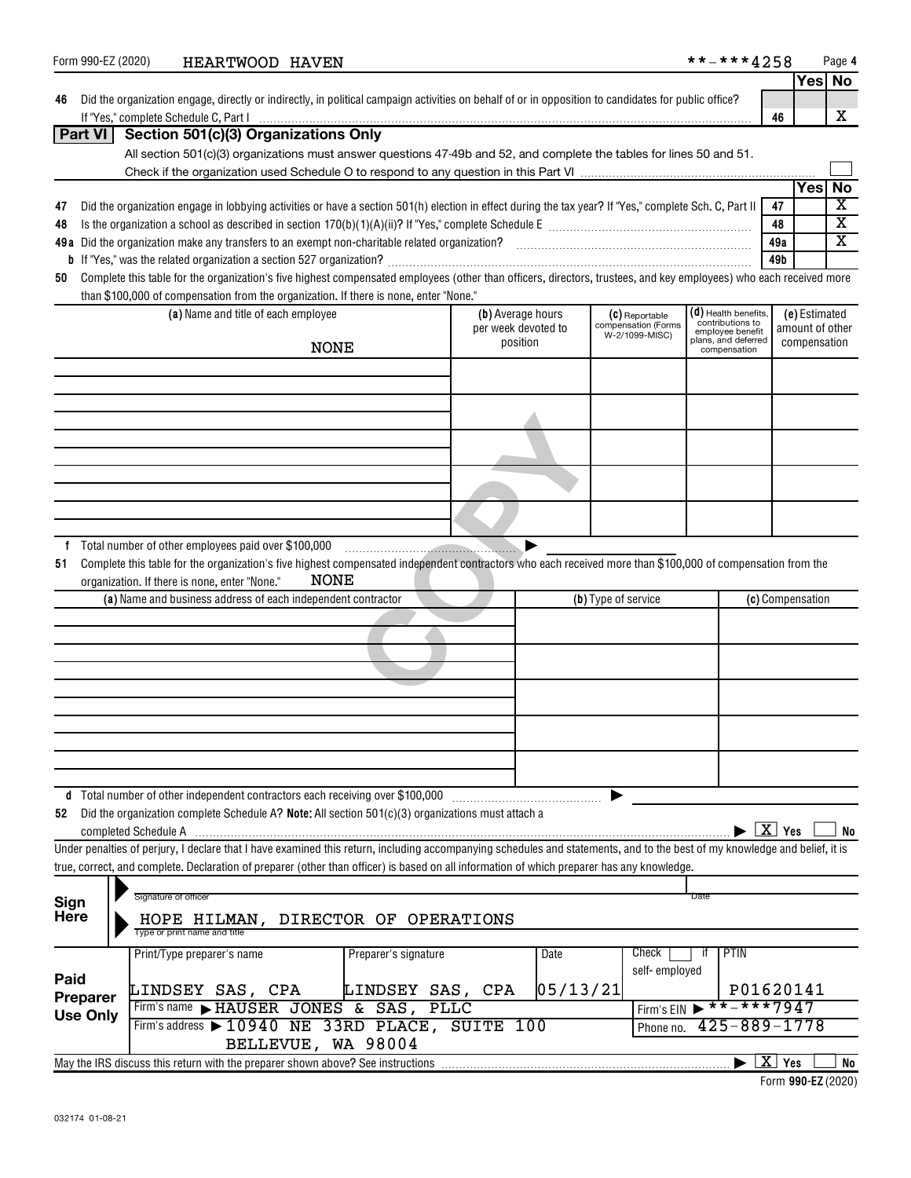Form 990-EZ (2020) HEARTWOOD HAVEN **-***4258 Page 4

| | | | Yes | No |
|---|---|---|---|---|
| 46 | Did the organization engage, directly or indirectly, in political campaign activities on behalf of or in opposition to candidates for public office? If "Yes," complete Schedule C, Part I | 46 | | X |

## Part VI Section 501(c)(3) Organizations Only

All section 501(c)(3) organizations must answer questions 47-49b and 52, and complete the tables for lines 50 and 51.

Check if the organization used Schedule O to respond to any question in this Part VI ☐

| | | | Yes | No |
|---|---|---|---|---|
| 47 | Did the organization engage in lobbying activities or have a section 501(h) election in effect during the tax year? If "Yes," complete Sch. C, Part II | 47 | | X |
| 48 | Is the organization a school as described in section 170(b)(1)(A)(ii)? If "Yes," complete Schedule E | 48 | | X |
| 49a | Did the organization make any transfers to an exempt non-charitable related organization? | 49a | | X |
| b | If "Yes," was the related organization a section 527 organization? | 49b | | |

**50** Complete this table for the organization's five highest compensated employees (other than officers, directors, trustees, and key employees) who each received more than $100,000 of compensation from the organization. If there is none, enter "None."

| (a) Name and title of each employee | (b) Average hours per week devoted to position | (c) Reportable compensation (Forms W-2/1099-MISC) | (d) Health benefits, contributions to employee benefit plans, and deferred compensation | (e) Estimated amount of other compensation |
|---|---|---|---|---|
| NONE | | | | |
| | | | | |
| | | | | |
| | | | | |
| | | | | |

**f** Total number of other employees paid over $100,000 ▶

**51** Complete this table for the organization's five highest compensated independent contractors who each received more than $100,000 of compensation from the organization. If there is none, enter "None." NONE

| (a) Name and business address of each independent contractor | (b) Type of service | (c) Compensation |
|---|---|---|
| | | |
| | | |
| | | |
| | | |
| | | |

**d** Total number of other independent contractors each receiving over $100,000 ▶

**52** Did the organization complete Schedule A? **Note:** All section 501(c)(3) organizations must attach a completed Schedule A ▶ [X] Yes ☐ No

Under penalties of perjury, I declare that I have examined this return, including accompanying schedules and statements, and to the best of my knowledge and belief, it is true, correct, and complete. Declaration of preparer (other than officer) is based on all information of which preparer has any knowledge.

**Sign Here**

Signature of officer — Date

HOPE HILMAN, DIRECTOR OF OPERATIONS
Type or print name and title

**Paid Preparer Use Only**

| Print/Type preparer's name | Preparer's signature | Date | Check ☐ if self-employed | PTIN |
|---|---|---|---|---|
| LINDSEY SAS, CPA | LINDSEY SAS, CPA | 05/13/21 | | P01620141 |

Firm's name ▶ HAUSER JONES & SAS, PLLC — Firm's EIN ▶ **-***7947

Firm's address ▶ 10940 NE 33RD PLACE, SUITE 100, BELLEVUE, WA 98004 — Phone no. 425-889-1778

May the IRS discuss this return with the preparer shown above? See instructions ▶ [X] Yes ☐ No

Form 990-EZ (2020)

032174 01-08-21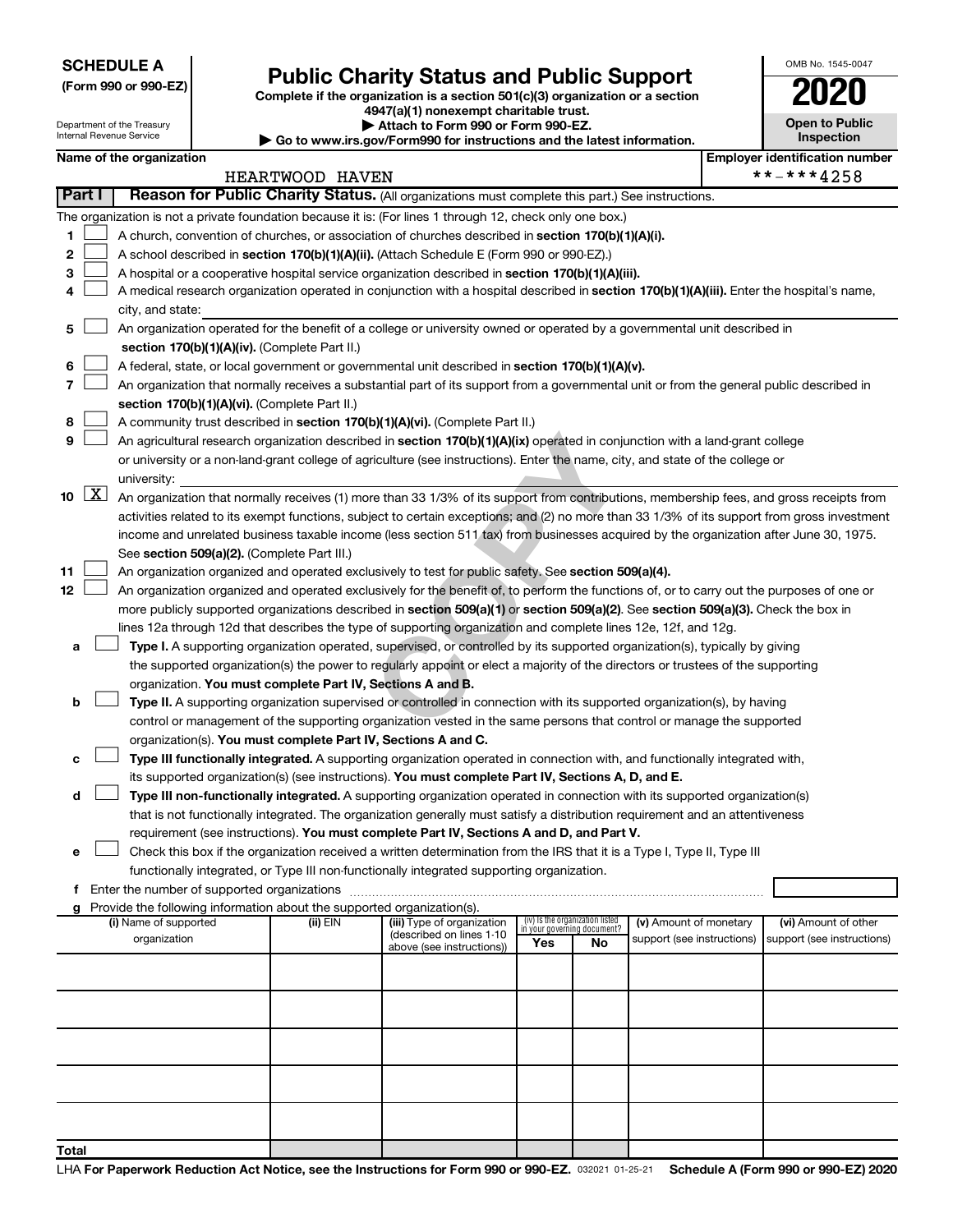**SCHEDULE A**
**(Form 990 or 990-EZ)**

Department of the Treasury
Internal Revenue Service

# Public Charity Status and Public Support

**Complete if the organization is a section 501(c)(3) organization or a section 4947(a)(1) nonexempt charitable trust.**
**▶ Attach to Form 990 or Form 990-EZ.**
**▶ Go to www.irs.gov/Form990 for instructions and the latest information.**

OMB No. 1545-0047

**2020**

**Open to Public Inspection**

**Name of the organization:** HEARTWOOD HAVEN

**Employer identification number:** **-***4258

## Part I — Reason for Public Charity Status. (All organizations must complete this part.) See instructions.

The organization is not a private foundation because it is: (For lines 1 through 12, check only one box.)

1. ☐ A church, convention of churches, or association of churches described in **section 170(b)(1)(A)(i).**
2. ☐ A school described in **section 170(b)(1)(A)(ii).** (Attach Schedule E (Form 990 or 990-EZ).)
3. ☐ A hospital or a cooperative hospital service organization described in **section 170(b)(1)(A)(iii).**
4. ☐ A medical research organization operated in conjunction with a hospital described in **section 170(b)(1)(A)(iii).** Enter the hospital's name, city, and state:
5. ☐ An organization operated for the benefit of a college or university owned or operated by a governmental unit described in **section 170(b)(1)(A)(iv).** (Complete Part II.)
6. ☐ A federal, state, or local government or governmental unit described in **section 170(b)(1)(A)(v).**
7. ☐ An organization that normally receives a substantial part of its support from a governmental unit or from the general public described in **section 170(b)(1)(A)(vi).** (Complete Part II.)
8. ☐ A community trust described in **section 170(b)(1)(A)(vi).** (Complete Part II.)
9. ☐ An agricultural research organization described in **section 170(b)(1)(A)(ix)** operated in conjunction with a land-grant college or university or a non-land-grant college of agriculture (see instructions). Enter the name, city, and state of the college or university:
10. ☒ An organization that normally receives (1) more than 33 1/3% of its support from contributions, membership fees, and gross receipts from activities related to its exempt functions, subject to certain exceptions; and (2) no more than 33 1/3% of its support from gross investment income and unrelated business taxable income (less section 511 tax) from businesses acquired by the organization after June 30, 1975. See **section 509(a)(2).** (Complete Part III.)
11. ☐ An organization organized and operated exclusively to test for public safety. See **section 509(a)(4).**
12. ☐ An organization organized and operated exclusively for the benefit of, to perform the functions of, or to carry out the purposes of one or more publicly supported organizations described in **section 509(a)(1)** or **section 509(a)(2)**. See **section 509(a)(3).** Check the box in lines 12a through 12d that describes the type of supporting organization and complete lines 12e, 12f, and 12g.

   a ☐ **Type I.** A supporting organization operated, supervised, or controlled by its supported organization(s), typically by giving the supported organization(s) the power to regularly appoint or elect a majority of the directors or trustees of the supporting organization. **You must complete Part IV, Sections A and B.**

   b ☐ **Type II.** A supporting organization supervised or controlled in connection with its supported organization(s), by having control or management of the supporting organization vested in the same persons that control or manage the supported organization(s). **You must complete Part IV, Sections A and C.**

   c ☐ **Type III functionally integrated.** A supporting organization operated in connection with, and functionally integrated with, its supported organization(s) (see instructions). **You must complete Part IV, Sections A, D, and E.**

   d ☐ **Type III non-functionally integrated.** A supporting organization operated in connection with its supported organization(s) that is not functionally integrated. The organization generally must satisfy a distribution requirement and an attentiveness requirement (see instructions). **You must complete Part IV, Sections A and D, and Part V.**

   e ☐ Check this box if the organization received a written determination from the IRS that it is a Type I, Type II, Type III functionally integrated, or Type III non-functionally integrated supporting organization.

   f Enter the number of supported organizations

   g Provide the following information about the supported organization(s).

| (i) Name of supported organization | (ii) EIN | (iii) Type of organization (described on lines 1-10 above (see instructions)) | (iv) Is the organization listed in your governing document? Yes | No | (v) Amount of monetary support (see instructions) | (vi) Amount of other support (see instructions) |
|---|---|---|---|---|---|---|
| | | | | | | |
| | | | | | | |
| | | | | | | |
| | | | | | | |
| | | | | | | |
| **Total** | | | | | | |

LHA **For Paperwork Reduction Act Notice, see the Instructions for Form 990 or 990-EZ.** 032021 01-25-21 **Schedule A (Form 990 or 990-EZ) 2020**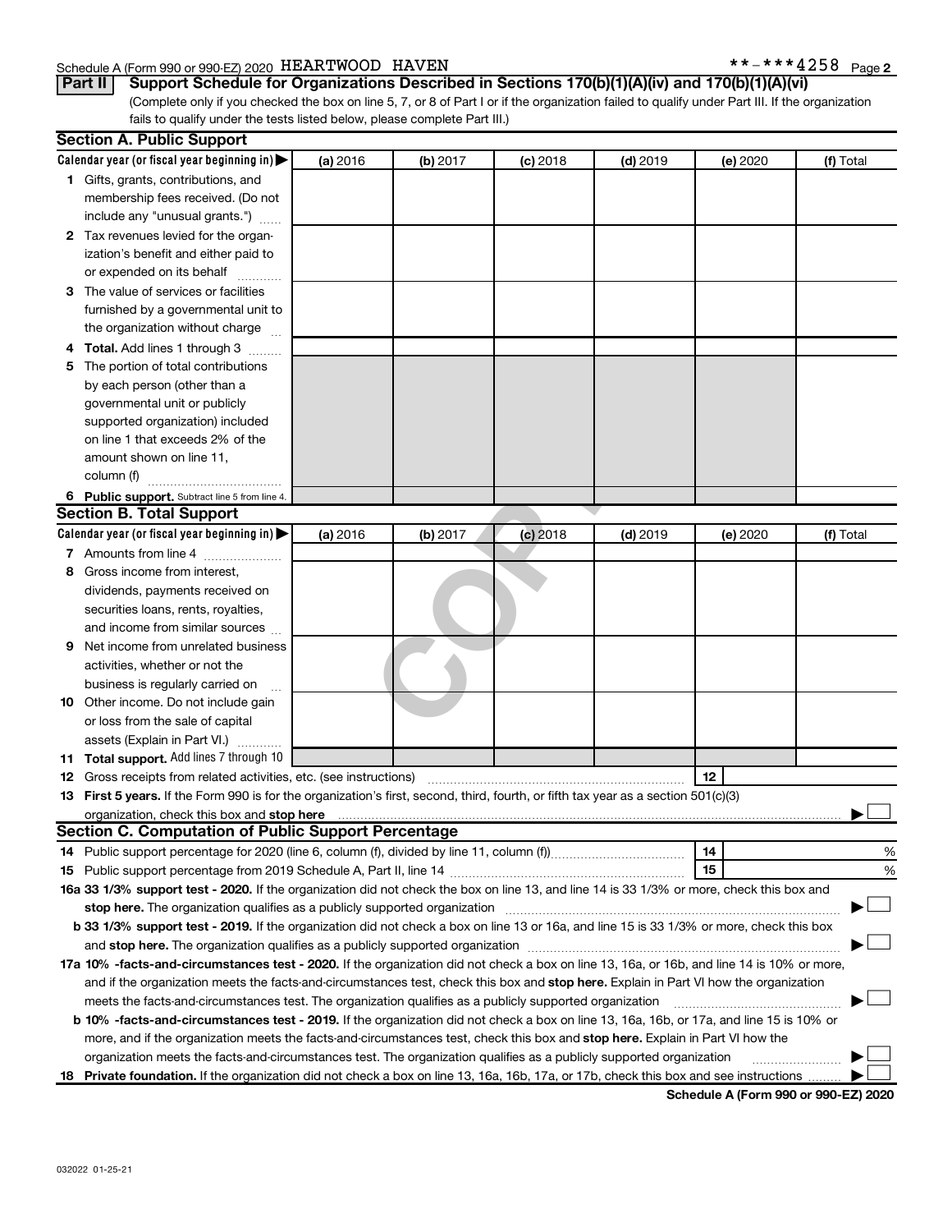Schedule A (Form 990 or 990-EZ) 2020 HEARTWOOD HAVEN **-***4258 Page 2

**Part II** **Support Schedule for Organizations Described in Sections 170(b)(1)(A)(iv) and 170(b)(1)(A)(vi)**

(Complete only if you checked the box on line 5, 7, or 8 of Part I or if the organization failed to qualify under Part III. If the organization fails to qualify under the tests listed below, please complete Part III.)

### Section A. Public Support

| Calendar year (or fiscal year beginning in) ▶ | (a) 2016 | (b) 2017 | (c) 2018 | (d) 2019 | (e) 2020 | (f) Total |
|---|---|---|---|---|---|---|
| **1** Gifts, grants, contributions, and membership fees received. (Do not include any "unusual grants.") | | | | | | |
| **2** Tax revenues levied for the organization's benefit and either paid to or expended on its behalf | | | | | | |
| **3** The value of services or facilities furnished by a governmental unit to the organization without charge | | | | | | |
| **4** **Total.** Add lines 1 through 3 | | | | | | |
| **5** The portion of total contributions by each person (other than a governmental unit or publicly supported organization) included on line 1 that exceeds 2% of the amount shown on line 11, column (f) | | | | | | |
| **6** **Public support.** Subtract line 5 from line 4. | | | | | | |

### Section B. Total Support

| Calendar year (or fiscal year beginning in) ▶ | (a) 2016 | (b) 2017 | (c) 2018 | (d) 2019 | (e) 2020 | (f) Total |
|---|---|---|---|---|---|---|
| **7** Amounts from line 4 | | | | | | |
| **8** Gross income from interest, dividends, payments received on securities loans, rents, royalties, and income from similar sources | | | | | | |
| **9** Net income from unrelated business activities, whether or not the business is regularly carried on | | | | | | |
| **10** Other income. Do not include gain or loss from the sale of capital assets (Explain in Part VI.) | | | | | | |
| **11** **Total support.** Add lines 7 through 10 | | | | | | |

**12** Gross receipts from related activities, etc. (see instructions) | **12** |

**13** **First 5 years.** If the Form 990 is for the organization's first, second, third, fourth, or fifth tax year as a section 501(c)(3) organization, check this box and **stop here** ▶ ☐

### Section C. Computation of Public Support Percentage

**14** Public support percentage for 2020 (line 6, column (f), divided by line 11, column (f)) | **14** | %

**15** Public support percentage from 2019 Schedule A, Part II, line 14 | **15** | %

**16a 33 1/3% support test - 2020.** If the organization did not check the box on line 13, and line 14 is 33 1/3% or more, check this box and **stop here.** The organization qualifies as a publicly supported organization ▶ ☐

**b 33 1/3% support test - 2019.** If the organization did not check a box on line 13 or 16a, and line 15 is 33 1/3% or more, check this box and **stop here.** The organization qualifies as a publicly supported organization ▶ ☐

**17a 10% -facts-and-circumstances test - 2020.** If the organization did not check a box on line 13, 16a, or 16b, and line 14 is 10% or more, and if the organization meets the facts-and-circumstances test, check this box and **stop here.** Explain in Part VI how the organization meets the facts-and-circumstances test. The organization qualifies as a publicly supported organization ▶ ☐

**b 10% -facts-and-circumstances test - 2019.** If the organization did not check a box on line 13, 16a, 16b, or 17a, and line 15 is 10% or more, and if the organization meets the facts-and-circumstances test, check this box and **stop here.** Explain in Part VI how the organization meets the facts-and-circumstances test. The organization qualifies as a publicly supported organization ▶ ☐

**18** **Private foundation.** If the organization did not check a box on line 13, 16a, 16b, 17a, or 17b, check this box and see instructions ▶ ☐

**Schedule A (Form 990 or 990-EZ) 2020**

032022 01-25-21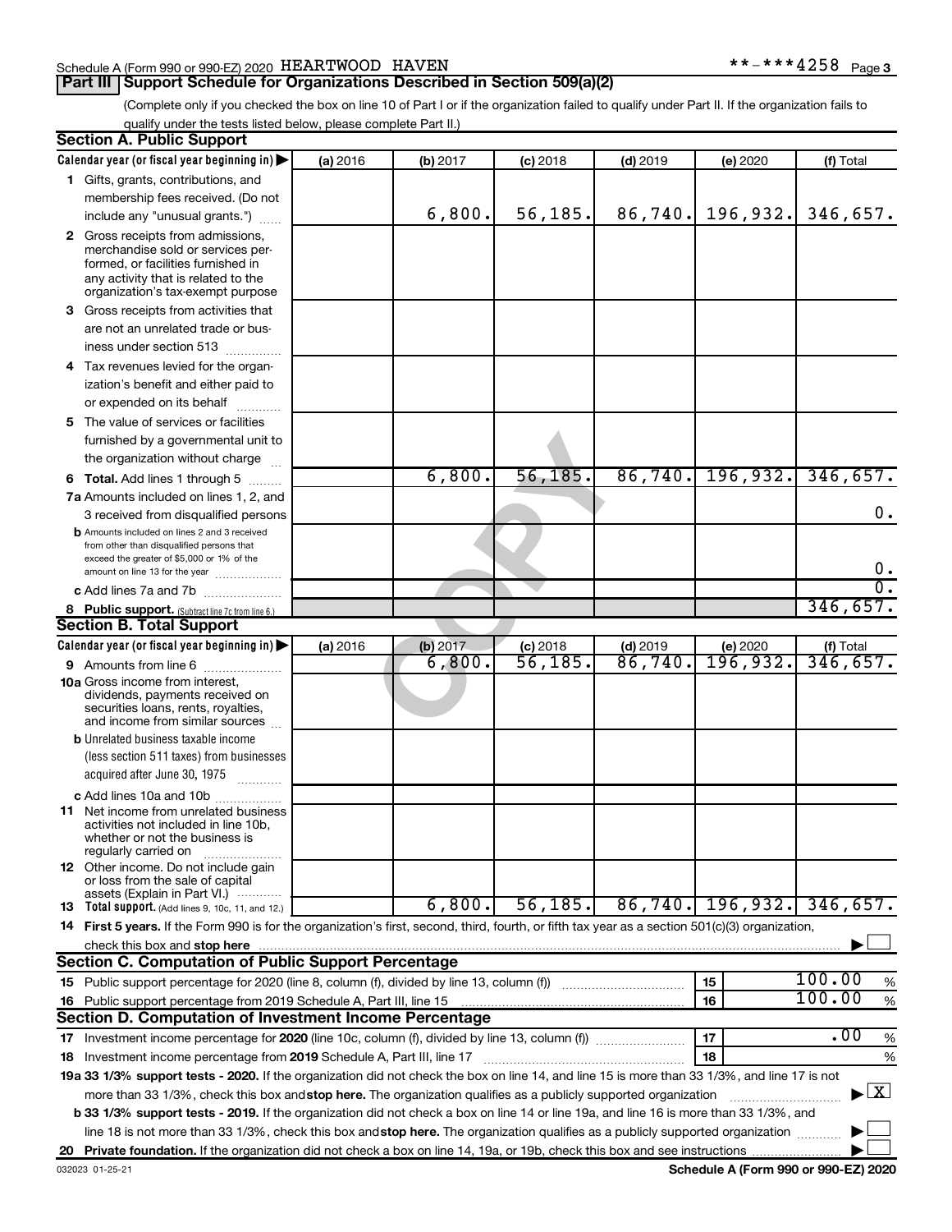Schedule A (Form 990 or 990-EZ) 2020 HEARTWOOD HAVEN **-***4258 Page 3

## Part III Support Schedule for Organizations Described in Section 509(a)(2)

(Complete only if you checked the box on line 10 of Part I or if the organization failed to qualify under Part II. If the organization fails to qualify under the tests listed below, please complete Part II.)

### Section A. Public Support

| Calendar year (or fiscal year beginning in) ▶ | (a) 2016 | (b) 2017 | (c) 2018 | (d) 2019 | (e) 2020 | (f) Total |
|---|---|---|---|---|---|---|
| 1 Gifts, grants, contributions, and membership fees received. (Do not include any "unusual grants.") | | 6,800. | 56,185. | 86,740. | 196,932. | 346,657. |
| 2 Gross receipts from admissions, merchandise sold or services performed, or facilities furnished in any activity that is related to the organization's tax-exempt purpose | | | | | | |
| 3 Gross receipts from activities that are not an unrelated trade or business under section 513 | | | | | | |
| 4 Tax revenues levied for the organization's benefit and either paid to or expended on its behalf | | | | | | |
| 5 The value of services or facilities furnished by a governmental unit to the organization without charge | | | | | | |
| 6 Total. Add lines 1 through 5 | | 6,800. | 56,185. | 86,740. | 196,932. | 346,657. |
| 7a Amounts included on lines 1, 2, and 3 received from disqualified persons | | | | | | 0. |
| b Amounts included on lines 2 and 3 received from other than disqualified persons that exceed the greater of $5,000 or 1% of the amount on line 13 for the year | | | | | | 0. |
| c Add lines 7a and 7b | | | | | | 0. |
| 8 Public support. (Subtract line 7c from line 6.) | | | | | | 346,657. |

### Section B. Total Support

| Calendar year (or fiscal year beginning in) ▶ | (a) 2016 | (b) 2017 | (c) 2018 | (d) 2019 | (e) 2020 | (f) Total |
|---|---|---|---|---|---|---|
| 9 Amounts from line 6 | | 6,800. | 56,185. | 86,740. | 196,932. | 346,657. |
| 10a Gross income from interest, dividends, payments received on securities loans, rents, royalties, and income from similar sources | | | | | | |
| b Unrelated business taxable income (less section 511 taxes) from businesses acquired after June 30, 1975 | | | | | | |
| c Add lines 10a and 10b | | | | | | |
| 11 Net income from unrelated business activities not included in line 10b, whether or not the business is regularly carried on | | | | | | |
| 12 Other income. Do not include gain or loss from the sale of capital assets (Explain in Part VI.) | | | | | | |
| 13 Total support. (Add lines 9, 10c, 11, and 12.) | | 6,800. | 56,185. | 86,740. | 196,932. | 346,657. |

14 First 5 years. If the Form 990 is for the organization's first, second, third, fourth, or fifth tax year as a section 501(c)(3) organization, check this box and stop here ▶ ☐

### Section C. Computation of Public Support Percentage

| | | |
|---|---|---|
| 15 Public support percentage for 2020 (line 8, column (f), divided by line 13, column (f)) | 15 | 100.00 % |
| 16 Public support percentage from 2019 Schedule A, Part III, line 15 | 16 | 100.00 % |

### Section D. Computation of Investment Income Percentage

| | | |
|---|---|---|
| 17 Investment income percentage for 2020 (line 10c, column (f), divided by line 13, column (f)) | 17 | .00 % |
| 18 Investment income percentage from 2019 Schedule A, Part III, line 17 | 18 | % |

19a 33 1/3% support tests - 2020. If the organization did not check the box on line 14, and line 15 is more than 33 1/3%, and line 17 is not more than 33 1/3%, check this box and stop here. The organization qualifies as a publicly supported organization ▶ ☒

b 33 1/3% support tests - 2019. If the organization did not check a box on line 14 or line 19a, and line 16 is more than 33 1/3%, and line 18 is not more than 33 1/3%, check this box and stop here. The organization qualifies as a publicly supported organization ▶ ☐

20 Private foundation. If the organization did not check a box on line 14, 19a, or 19b, check this box and see instructions ▶ ☐

032023 01-25-21 Schedule A (Form 990 or 990-EZ) 2020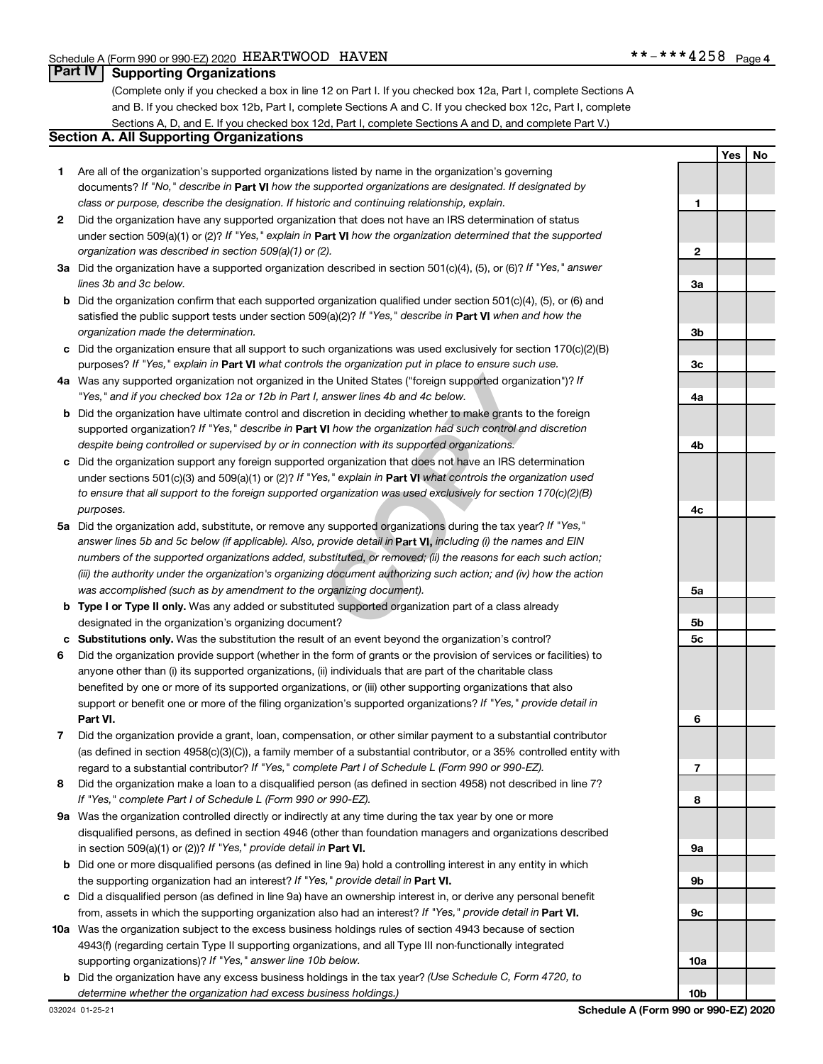Schedule A (Form 990 or 990-EZ) 2020 HEARTWOOD HAVEN **-***4258 Page 4

## Part IV Supporting Organizations

(Complete only if you checked a box in line 12 on Part I. If you checked box 12a, Part I, complete Sections A and B. If you checked box 12b, Part I, complete Sections A and C. If you checked box 12c, Part I, complete Sections A, D, and E. If you checked box 12d, Part I, complete Sections A and D, and complete Part V.)

### Section A. All Supporting Organizations

| | | | Yes | No |
|---|---|---|---|---|
| **1** | Are all of the organization's supported organizations listed by name in the organization's governing documents? *If "No," describe in* **Part VI** *how the supported organizations are designated. If designated by class or purpose, describe the designation. If historic and continuing relationship, explain.* | 1 | | |
| **2** | Did the organization have any supported organization that does not have an IRS determination of status under section 509(a)(1) or (2)? *If "Yes," explain in* **Part VI** *how the organization determined that the supported organization was described in section 509(a)(1) or (2).* | 2 | | |
| **3a** | Did the organization have a supported organization described in section 501(c)(4), (5), or (6)? *If "Yes," answer lines 3b and 3c below.* | 3a | | |
| **b** | Did the organization confirm that each supported organization qualified under section 501(c)(4), (5), or (6) and satisfied the public support tests under section 509(a)(2)? *If "Yes," describe in* **Part VI** *when and how the organization made the determination.* | 3b | | |
| **c** | Did the organization ensure that all support to such organizations was used exclusively for section 170(c)(2)(B) purposes? *If "Yes," explain in* **Part VI** *what controls the organization put in place to ensure such use.* | 3c | | |
| **4a** | Was any supported organization not organized in the United States ("foreign supported organization")? *If "Yes," and if you checked box 12a or 12b in Part I, answer lines 4b and 4c below.* | 4a | | |
| **b** | Did the organization have ultimate control and discretion in deciding whether to make grants to the foreign supported organization? *If "Yes," describe in* **Part VI** *how the organization had such control and discretion despite being controlled or supervised by or in connection with its supported organizations.* | 4b | | |
| **c** | Did the organization support any foreign supported organization that does not have an IRS determination under sections 501(c)(3) and 509(a)(1) or (2)? *If "Yes," explain in* **Part VI** *what controls the organization used to ensure that all support to the foreign supported organization was used exclusively for section 170(c)(2)(B) purposes.* | 4c | | |
| **5a** | Did the organization add, substitute, or remove any supported organizations during the tax year? *If "Yes," answer lines 5b and 5c below (if applicable). Also, provide detail in* **Part VI,** *including (i) the names and EIN numbers of the supported organizations added, substituted, or removed; (ii) the reasons for each such action; (iii) the authority under the organization's organizing document authorizing such action; and (iv) how the action was accomplished (such as by amendment to the organizing document).* | 5a | | |
| **b** | **Type I or Type II only.** Was any added or substituted supported organization part of a class already designated in the organization's organizing document? | 5b | | |
| **c** | **Substitutions only.** Was the substitution the result of an event beyond the organization's control? | 5c | | |
| **6** | Did the organization provide support (whether in the form of grants or the provision of services or facilities) to anyone other than (i) its supported organizations, (ii) individuals that are part of the charitable class benefited by one or more of its supported organizations, or (iii) other supporting organizations that also support or benefit one or more of the filing organization's supported organizations? *If "Yes," provide detail in* **Part VI.** | 6 | | |
| **7** | Did the organization provide a grant, loan, compensation, or other similar payment to a substantial contributor (as defined in section 4958(c)(3)(C)), a family member of a substantial contributor, or a 35% controlled entity with regard to a substantial contributor? *If "Yes," complete Part I of Schedule L (Form 990 or 990-EZ).* | 7 | | |
| **8** | Did the organization make a loan to a disqualified person (as defined in section 4958) not described in line 7? *If "Yes," complete Part I of Schedule L (Form 990 or 990-EZ).* | 8 | | |
| **9a** | Was the organization controlled directly or indirectly at any time during the tax year by one or more disqualified persons, as defined in section 4946 (other than foundation managers and organizations described in section 509(a)(1) or (2))? *If "Yes," provide detail in* **Part VI.** | 9a | | |
| **b** | Did one or more disqualified persons (as defined in line 9a) hold a controlling interest in any entity in which the supporting organization had an interest? *If "Yes," provide detail in* **Part VI.** | 9b | | |
| **c** | Did a disqualified person (as defined in line 9a) have an ownership interest in, or derive any personal benefit from, assets in which the supporting organization also had an interest? *If "Yes," provide detail in* **Part VI.** | 9c | | |
| **10a** | Was the organization subject to the excess business holdings rules of section 4943 because of section 4943(f) (regarding certain Type II supporting organizations, and all Type III non-functionally integrated supporting organizations)? *If "Yes," answer line 10b below.* | 10a | | |
| **b** | Did the organization have any excess business holdings in the tax year? *(Use Schedule C, Form 4720, to determine whether the organization had excess business holdings.)* | 10b | | |

032024 01-25-21 **Schedule A (Form 990 or 990-EZ) 2020**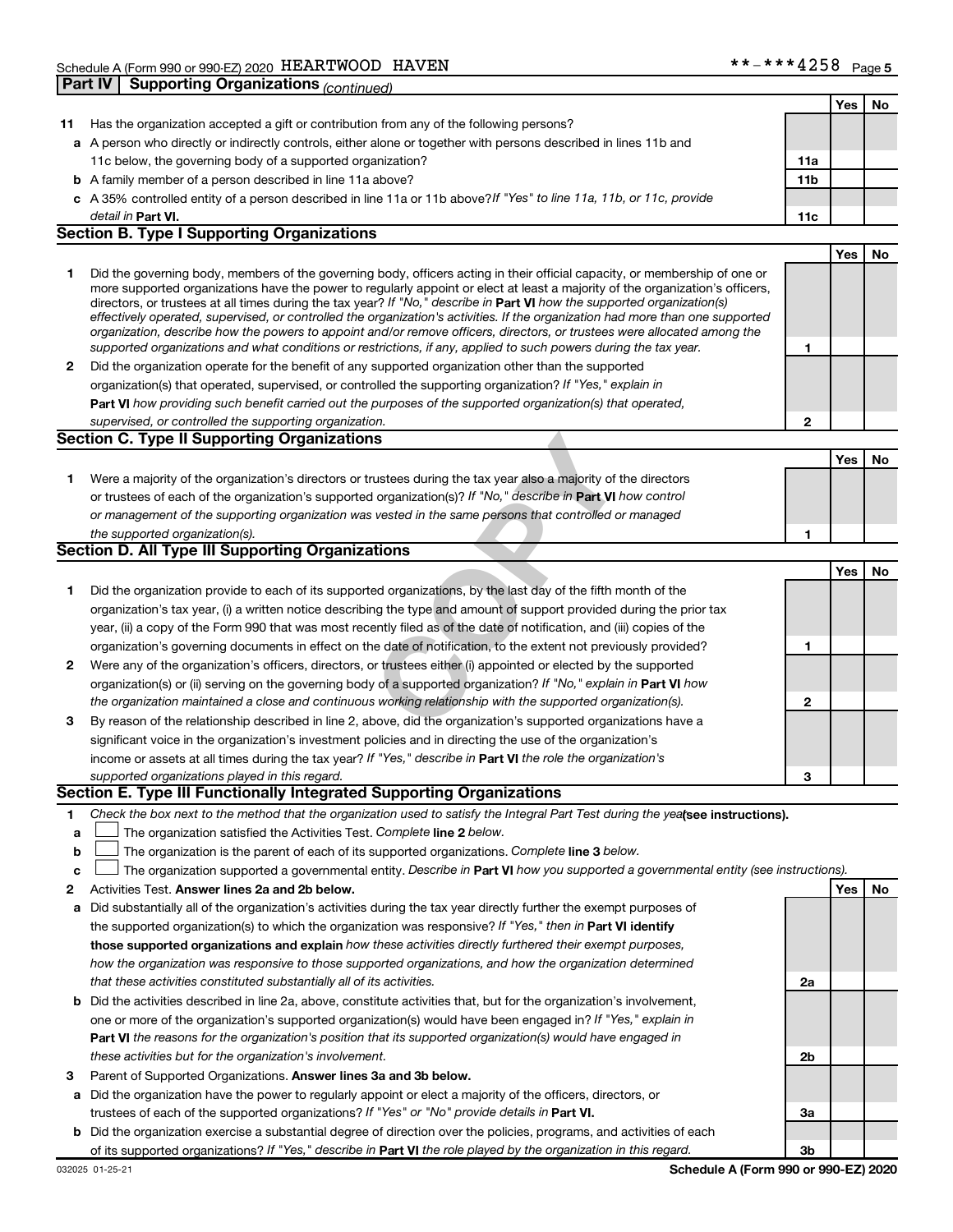Schedule A (Form 990 or 990-EZ) 2020 HEARTWOOD HAVEN **-***4258 Page 5

**Part IV | Supporting Organizations** *(continued)*

| | | | Yes | No |
|---|---|---|---|---|
| **11** | Has the organization accepted a gift or contribution from any of the following persons? | | | |
| **a** | A person who directly or indirectly controls, either alone or together with persons described in lines 11b and 11c below, the governing body of a supported organization? | **11a** | | |
| **b** | A family member of a person described in line 11a above? | **11b** | | |
| **c** | A 35% controlled entity of a person described in line 11a or 11b above? *If "Yes" to line 11a, 11b, or 11c, provide detail in* **Part VI.** | **11c** | | |

## Section B. Type I Supporting Organizations

| | | | Yes | No |
|---|---|---|---|---|
| **1** | Did the governing body, members of the governing body, officers acting in their official capacity, or membership of one or more supported organizations have the power to regularly appoint or elect at least a majority of the organization's officers, directors, or trustees at all times during the tax year? *If "No," describe in* **Part VI** *how the supported organization(s) effectively operated, supervised, or controlled the organization's activities. If the organization had more than one supported organization, describe how the powers to appoint and/or remove officers, directors, or trustees were allocated among the supported organizations and what conditions or restrictions, if any, applied to such powers during the tax year.* | **1** | | |
| **2** | Did the organization operate for the benefit of any supported organization other than the supported organization(s) that operated, supervised, or controlled the supporting organization? *If "Yes," explain in* **Part VI** *how providing such benefit carried out the purposes of the supported organization(s) that operated, supervised, or controlled the supporting organization.* | **2** | | |

## Section C. Type II Supporting Organizations

| | | | Yes | No |
|---|---|---|---|---|
| **1** | Were a majority of the organization's directors or trustees during the tax year also a majority of the directors or trustees of each of the organization's supported organization(s)? *If "No," describe in* **Part VI** *how control or management of the supporting organization was vested in the same persons that controlled or managed the supported organization(s).* | **1** | | |

## Section D. All Type III Supporting Organizations

| | | | Yes | No |
|---|---|---|---|---|
| **1** | Did the organization provide to each of its supported organizations, by the last day of the fifth month of the organization's tax year, (i) a written notice describing the type and amount of support provided during the prior tax year, (ii) a copy of the Form 990 that was most recently filed as of the date of notification, and (iii) copies of the organization's governing documents in effect on the date of notification, to the extent not previously provided? | **1** | | |
| **2** | Were any of the organization's officers, directors, or trustees either (i) appointed or elected by the supported organization(s) or (ii) serving on the governing body of a supported organization? *If "No," explain in* **Part VI** *how the organization maintained a close and continuous working relationship with the supported organization(s).* | **2** | | |
| **3** | By reason of the relationship described in line 2, above, did the organization's supported organizations have a significant voice in the organization's investment policies and in directing the use of the organization's income or assets at all times during the tax year? *If "Yes," describe in* **Part VI** *the role the organization's supported organizations played in this regard.* | **3** | | |

## Section E. Type III Functionally Integrated Supporting Organizations

**1** *Check the box next to the method that the organization used to satisfy the Integral Part Test during the year* **(see instructions).**

- **a** ☐ The organization satisfied the Activities Test. *Complete* **line 2** *below.*
- **b** ☐ The organization is the parent of each of its supported organizations. *Complete* **line 3** *below.*
- **c** ☐ The organization supported a governmental entity. *Describe in* **Part VI** *how you supported a governmental entity (see instructions).*

| | | | Yes | No |
|---|---|---|---|---|
| **2** | Activities Test. **Answer lines 2a and 2b below.** | | | |
| **a** | Did substantially all of the organization's activities during the tax year directly further the exempt purposes of the supported organization(s) to which the organization was responsive? *If "Yes," then in* **Part VI identify those supported organizations and explain** *how these activities directly furthered their exempt purposes, how the organization was responsive to those supported organizations, and how the organization determined that these activities constituted substantially all of its activities.* | **2a** | | |
| **b** | Did the activities described in line 2a, above, constitute activities that, but for the organization's involvement, one or more of the organization's supported organization(s) would have been engaged in? *If "Yes," explain in* **Part VI** *the reasons for the organization's position that its supported organization(s) would have engaged in these activities but for the organization's involvement.* | **2b** | | |
| **3** | Parent of Supported Organizations. **Answer lines 3a and 3b below.** | | | |
| **a** | Did the organization have the power to regularly appoint or elect a majority of the officers, directors, or trustees of each of the supported organizations? *If "Yes" or "No" provide details in* **Part VI.** | **3a** | | |
| **b** | Did the organization exercise a substantial degree of direction over the policies, programs, and activities of each of its supported organizations? *If "Yes," describe in* **Part VI** *the role played by the organization in this regard.* | **3b** | | |

032025 01-25-21 **Schedule A (Form 990 or 990-EZ) 2020**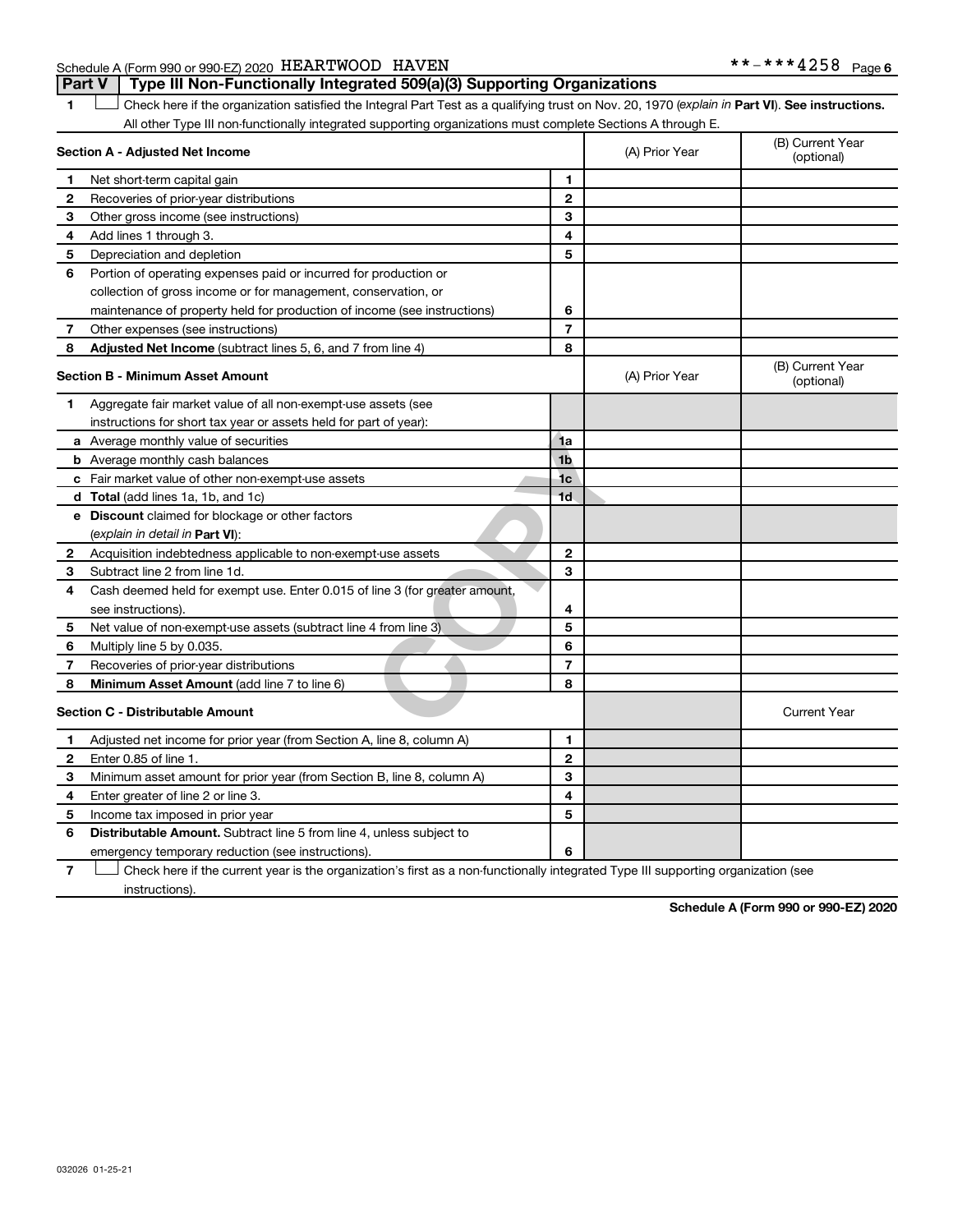Schedule A (Form 990 or 990-EZ) 2020 HEARTWOOD HAVEN **-***4258

## Part V | Type III Non-Functionally Integrated 509(a)(3) Supporting Organizations

1 ☐ Check here if the organization satisfied the Integral Part Test as a qualifying trust on Nov. 20, 1970 (*explain in* **Part VI**). **See instructions.** All other Type III non-functionally integrated supporting organizations must complete Sections A through E.

| **Section A - Adjusted Net Income** | | | (A) Prior Year | (B) Current Year (optional) |
|---|---|---|---|---|
| **1** | Net short-term capital gain | **1** | | |
| **2** | Recoveries of prior-year distributions | **2** | | |
| **3** | Other gross income (see instructions) | **3** | | |
| **4** | Add lines 1 through 3. | **4** | | |
| **5** | Depreciation and depletion | **5** | | |
| **6** | Portion of operating expenses paid or incurred for production or collection of gross income or for management, conservation, or maintenance of property held for production of income (see instructions) | **6** | | |
| **7** | Other expenses (see instructions) | **7** | | |
| **8** | **Adjusted Net Income** (subtract lines 5, 6, and 7 from line 4) | **8** | | |

| **Section B - Minimum Asset Amount** | | | (A) Prior Year | (B) Current Year (optional) |
|---|---|---|---|---|
| **1** | Aggregate fair market value of all non-exempt-use assets (see instructions for short tax year or assets held for part of year): | | | |
| **a** | Average monthly value of securities | **1a** | | |
| **b** | Average monthly cash balances | **1b** | | |
| **c** | Fair market value of other non-exempt-use assets | **1c** | | |
| **d** | **Total** (add lines 1a, 1b, and 1c) | **1d** | | |
| **e** | **Discount** claimed for blockage or other factors (*explain in detail in* **Part VI**): | | | |
| **2** | Acquisition indebtedness applicable to non-exempt-use assets | **2** | | |
| **3** | Subtract line 2 from line 1d. | **3** | | |
| **4** | Cash deemed held for exempt use. Enter 0.015 of line 3 (for greater amount, see instructions). | **4** | | |
| **5** | Net value of non-exempt-use assets (subtract line 4 from line 3) | **5** | | |
| **6** | Multiply line 5 by 0.035. | **6** | | |
| **7** | Recoveries of prior-year distributions | **7** | | |
| **8** | **Minimum Asset Amount** (add line 7 to line 6) | **8** | | |

| **Section C - Distributable Amount** | | | | Current Year |
|---|---|---|---|---|
| **1** | Adjusted net income for prior year (from Section A, line 8, column A) | **1** | | |
| **2** | Enter 0.85 of line 1. | **2** | | |
| **3** | Minimum asset amount for prior year (from Section B, line 8, column A) | **3** | | |
| **4** | Enter greater of line 2 or line 3. | **4** | | |
| **5** | Income tax imposed in prior year | **5** | | |
| **6** | **Distributable Amount.** Subtract line 5 from line 4, unless subject to emergency temporary reduction (see instructions). | **6** | | |

7 ☐ Check here if the current year is the organization's first as a non-functionally integrated Type III supporting organization (see instructions).

**Schedule A (Form 990 or 990-EZ) 2020**

032026 01-25-21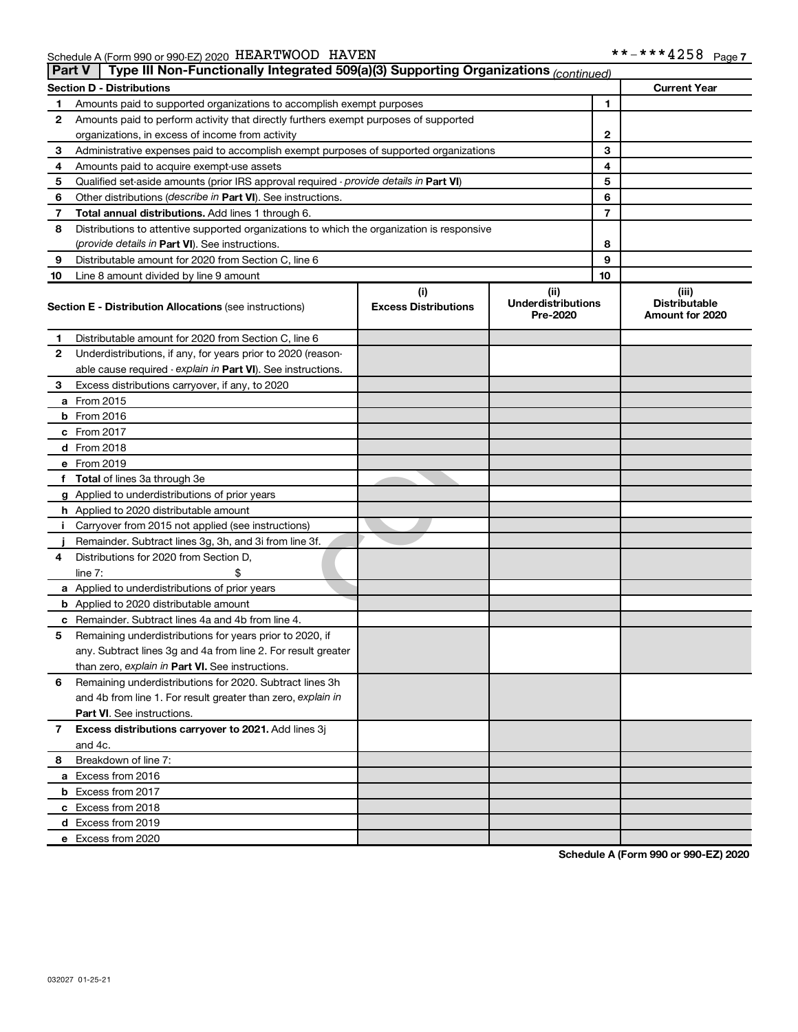Schedule A (Form 990 or 990-EZ) 2020 HEARTWOOD HAVEN **-***4258 Page 7

## Part V Type III Non-Functionally Integrated 509(a)(3) Supporting Organizations *(continued)*

| Section D - Distributions | | | Current Year |
|---|---|---|---|
| 1 | Amounts paid to supported organizations to accomplish exempt purposes | 1 | |
| 2 | Amounts paid to perform activity that directly furthers exempt purposes of supported organizations, in excess of income from activity | 2 | |
| 3 | Administrative expenses paid to accomplish exempt purposes of supported organizations | 3 | |
| 4 | Amounts paid to acquire exempt-use assets | 4 | |
| 5 | Qualified set-aside amounts (prior IRS approval required - *provide details in* **Part VI**) | 5 | |
| 6 | Other distributions (*describe in* **Part VI**). See instructions. | 6 | |
| 7 | **Total annual distributions.** Add lines 1 through 6. | 7 | |
| 8 | Distributions to attentive supported organizations to which the organization is responsive (*provide details in* **Part VI**). See instructions. | 8 | |
| 9 | Distributable amount for 2020 from Section C, line 6 | 9 | |
| 10 | Line 8 amount divided by line 9 amount | 10 | |

| | Section E - Distribution Allocations (see instructions) | (i) Excess Distributions | (ii) Underdistributions Pre-2020 | (iii) Distributable Amount for 2020 |
|---|---|---|---|---|
| 1 | Distributable amount for 2020 from Section C, line 6 | | | |
| 2 | Underdistributions, if any, for years prior to 2020 (reasonable cause required - *explain in* **Part VI**). See instructions. | | | |
| 3 | Excess distributions carryover, if any, to 2020 | | | |
| a | From 2015 | | | |
| b | From 2016 | | | |
| c | From 2017 | | | |
| d | From 2018 | | | |
| e | From 2019 | | | |
| f | **Total** of lines 3a through 3e | | | |
| g | Applied to underdistributions of prior years | | | |
| h | Applied to 2020 distributable amount | | | |
| i | Carryover from 2015 not applied (see instructions) | | | |
| j | Remainder. Subtract lines 3g, 3h, and 3i from line 3f. | | | |
| 4 | Distributions for 2020 from Section D, line 7: $ | | | |
| a | Applied to underdistributions of prior years | | | |
| b | Applied to 2020 distributable amount | | | |
| c | Remainder. Subtract lines 4a and 4b from line 4. | | | |
| 5 | Remaining underdistributions for years prior to 2020, if any. Subtract lines 3g and 4a from line 2. For result greater than zero, *explain in* **Part VI.** See instructions. | | | |
| 6 | Remaining underdistributions for 2020. Subtract lines 3h and 4b from line 1. For result greater than zero, *explain in* **Part VI**. See instructions. | | | |
| 7 | **Excess distributions carryover to 2021.** Add lines 3j and 4c. | | | |
| 8 | Breakdown of line 7: | | | |
| a | Excess from 2016 | | | |
| b | Excess from 2017 | | | |
| c | Excess from 2018 | | | |
| d | Excess from 2019 | | | |
| e | Excess from 2020 | | | |

**Schedule A (Form 990 or 990-EZ) 2020**

032027 01-25-21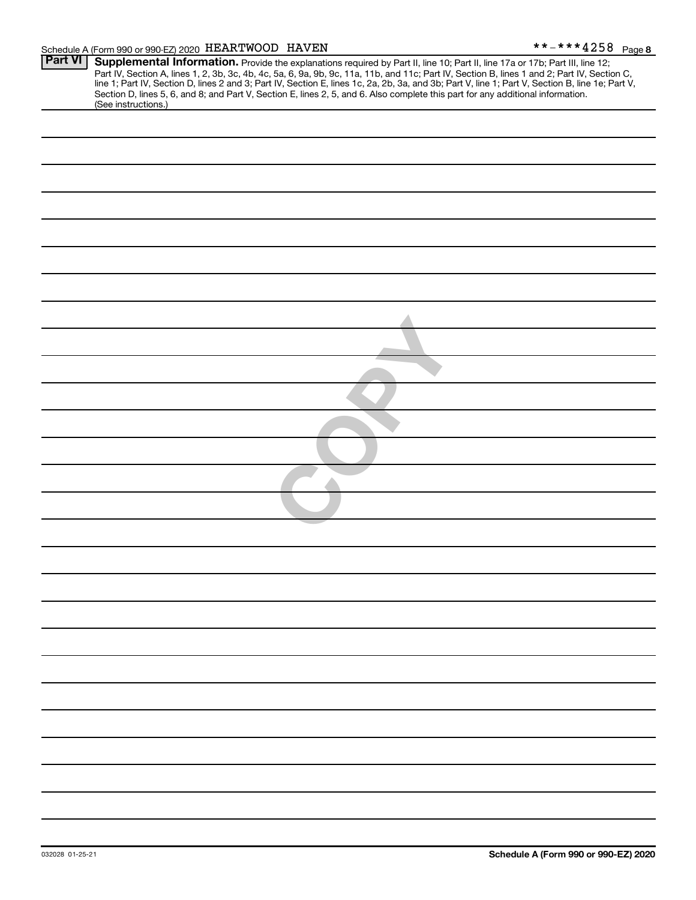Schedule A (Form 990 or 990-EZ) 2020 HEARTWOOD HAVEN **-***4258 Page 8

## Part VI Supplemental Information.

Provide the explanations required by Part II, line 10; Part II, line 17a or 17b; Part III, line 12; Part IV, Section A, lines 1, 2, 3b, 3c, 4b, 4c, 5a, 6, 9a, 9b, 9c, 11a, 11b, and 11c; Part IV, Section B, lines 1 and 2; Part IV, Section C, line 1; Part IV, Section D, lines 2 and 3; Part IV, Section E, lines 1c, 2a, 2b, 3a, and 3b; Part V, line 1; Part V, Section B, line 1e; Part V, Section D, lines 5, 6, and 8; and Part V, Section E, lines 2, 5, and 6. Also complete this part for any additional information. (See instructions.)

COPY

032028 01-25-21

Schedule A (Form 990 or 990-EZ) 2020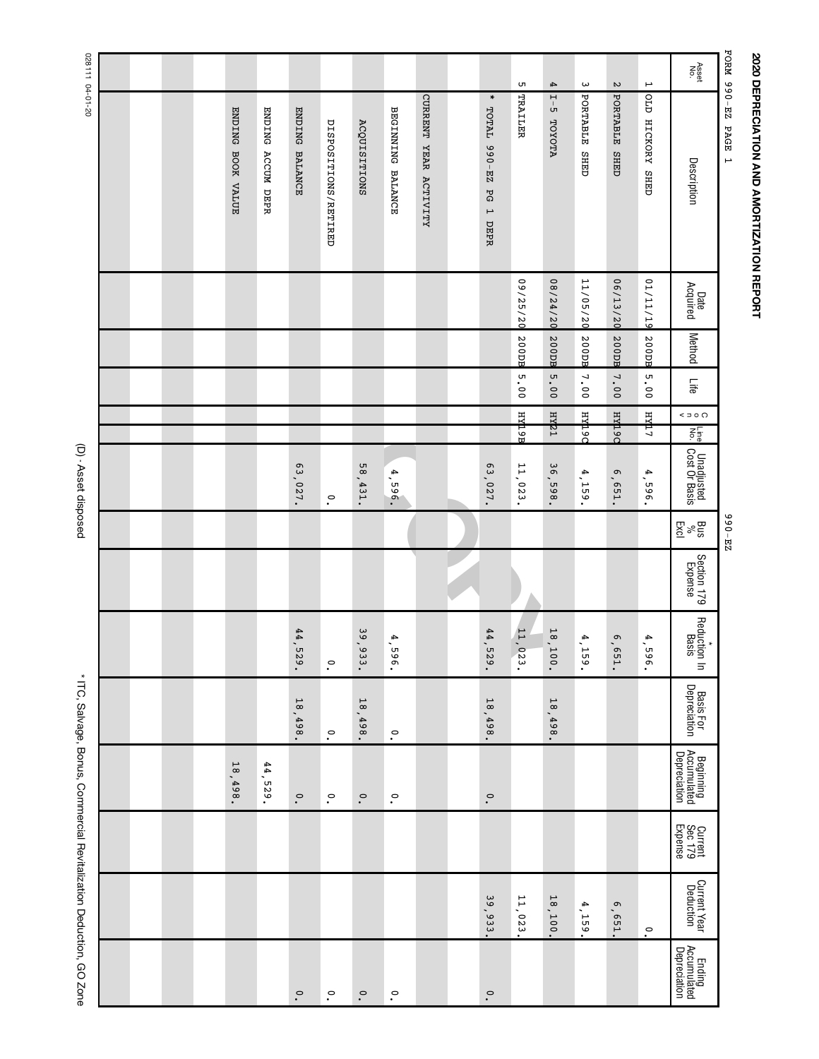# 2020 DEPRECIATION AND AMORTIZATION REPORT

FORM 990-EZ PAGE 1 990-EZ

| Asset No. | Description | Date Acquired | Method | Life | C o n v | Line No. | Unadjusted Cost Or Basis | Bus % Excl | Section 179 Expense | * Reduction In Basis | Basis For Depreciation | Beginning Accumulated Depreciation | Current Sec 179 Expense | Current Year Deduction | Ending Accumulated Depreciation |
|---|---|---|---|---|---|---|---|---|---|---|---|---|---|---|---|
| 1 | OLD HICKORY SHED | 01/11/19 | 200DB | 5.00 | HY | 17 | 4,596. | | | 4,596. | | | | 0. | |
| 2 | PORTABLE SHED | 06/13/20 | 200DB | 7.00 | HY | 19C | 6,651. | | | 6,651. | | | | 6,651. | |
| 3 | PORTABLE SHED | 11/05/20 | 200DB | 7.00 | HY | 19C | 4,159. | | | 4,159. | | | | 4,159. | |
| 4 | I-5 TOYOTA | 08/24/20 | 200DB | 5.00 | HY | 21 | 36,598. | | | 18,100. | 18,498. | | | 18,100. | |
| 5 | TRAILER | 09/25/20 | 200DB | 5.00 | HY | 19B | 11,023. | | | 11,023. | | | | 11,023. | |
| | * TOTAL 990-EZ PG 1 DEPR | | | | | | 63,027. | | | 44,529. | 18,498. | 0. | | 39,933. | 0. |
| | CURRENT YEAR ACTIVITY | | | | | | | | | | | | | | |
| | BEGINNING BALANCE | | | | | | 4,596. | | | 4,596. | 0. | 0. | | | 0. |
| | ACQUISITIONS | | | | | | 58,431. | | | 39,933. | 18,498. | 0. | | | 0. |
| | DISPOSITIONS/RETIRED | | | | | | 0. | | | 0. | 0. | 0. | | | 0. |
| | ENDING BALANCE | | | | | | 63,027. | | | 44,529. | 18,498. | 0. | | | 0. |
| | ENDING ACCUM DEPR | | | | | | | | | | | 44,529. | | | |
| | ENDING BOOK VALUE | | | | | | | | | | | 18,498. | | | |

(D) - Asset disposed

* ITC, Salvage, Bonus, Commercial Revitalization Deduction, GO Zone

028111 04-01-20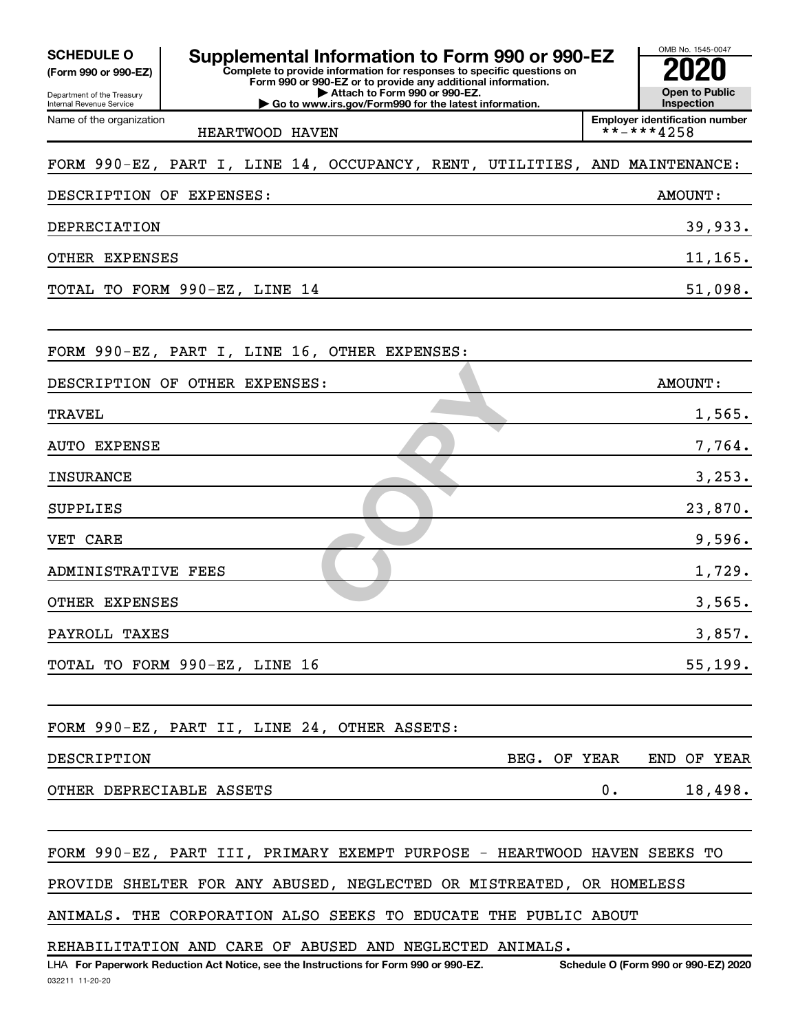**SCHEDULE O** (Form 990 or 990-EZ)

Department of the Treasury Internal Revenue Service

# Supplemental Information to Form 990 or 990-EZ

**Complete to provide information for responses to specific questions on Form 990 or 990-EZ or to provide any additional information.**
**▶ Attach to Form 990 or 990-EZ.**
**▶ Go to www.irs.gov/Form990 for the latest information.**

OMB No. 1545-0047

**2020**

**Open to Public Inspection**

Name of the organization: HEARTWOOD HAVEN

Employer identification number: **-***4258

FORM 990-EZ, PART I, LINE 14, OCCUPANCY, RENT, UTILITIES, AND MAINTENANCE:

| DESCRIPTION OF EXPENSES: | AMOUNT: |
| --- | --- |
| DEPRECIATION | 39,933. |
| OTHER EXPENSES | 11,165. |
| TOTAL TO FORM 990-EZ, LINE 14 | 51,098. |

FORM 990-EZ, PART I, LINE 16, OTHER EXPENSES:

| DESCRIPTION OF OTHER EXPENSES: | AMOUNT: |
| --- | --- |
| TRAVEL | 1,565. |
| AUTO EXPENSE | 7,764. |
| INSURANCE | 3,253. |
| SUPPLIES | 23,870. |
| VET CARE | 9,596. |
| ADMINISTRATIVE FEES | 1,729. |
| OTHER EXPENSES | 3,565. |
| PAYROLL TAXES | 3,857. |
| TOTAL TO FORM 990-EZ, LINE 16 | 55,199. |

FORM 990-EZ, PART II, LINE 24, OTHER ASSETS:

| DESCRIPTION | BEG. OF YEAR | END OF YEAR |
| --- | --- | --- |
| OTHER DEPRECIABLE ASSETS | 0. | 18,498. |

FORM 990-EZ, PART III, PRIMARY EXEMPT PURPOSE - HEARTWOOD HAVEN SEEKS TO PROVIDE SHELTER FOR ANY ABUSED, NEGLECTED OR MISTREATED, OR HOMELESS ANIMALS. THE CORPORATION ALSO SEEKS TO EDUCATE THE PUBLIC ABOUT REHABILITATION AND CARE OF ABUSED AND NEGLECTED ANIMALS.

LHA **For Paperwork Reduction Act Notice, see the Instructions for Form 990 or 990-EZ.** **Schedule O (Form 990 or 990-EZ) 2020**

032211 11-20-20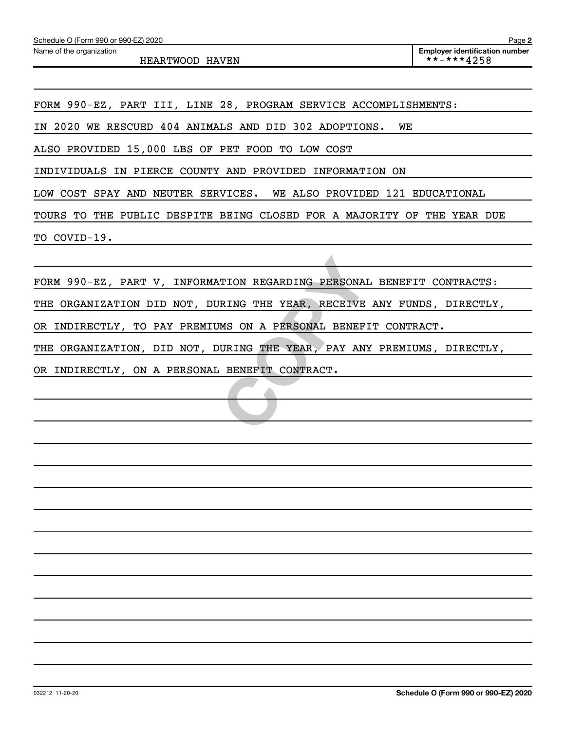Schedule O (Form 990 or 990-EZ) 2020

Name of the organization: HEARTWOOD HAVEN

Employer identification number: **-***4258

FORM 990-EZ, PART III, LINE 28, PROGRAM SERVICE ACCOMPLISHMENTS:

IN 2020 WE RESCUED 404 ANIMALS AND DID 302 ADOPTIONS. WE ALSO PROVIDED 15,000 LBS OF PET FOOD TO LOW COST INDIVIDUALS IN PIERCE COUNTY AND PROVIDED INFORMATION ON LOW COST SPAY AND NEUTER SERVICES. WE ALSO PROVIDED 121 EDUCATIONAL TOURS TO THE PUBLIC DESPITE BEING CLOSED FOR A MAJORITY OF THE YEAR DUE TO COVID-19.

FORM 990-EZ, PART V, INFORMATION REGARDING PERSONAL BENEFIT CONTRACTS:

THE ORGANIZATION DID NOT, DURING THE YEAR, RECEIVE ANY FUNDS, DIRECTLY, OR INDIRECTLY, TO PAY PREMIUMS ON A PERSONAL BENEFIT CONTRACT.

THE ORGANIZATION, DID NOT, DURING THE YEAR, PAY ANY PREMIUMS, DIRECTLY, OR INDIRECTLY, ON A PERSONAL BENEFIT CONTRACT.

032212 11-20-20

Schedule O (Form 990 or 990-EZ) 2020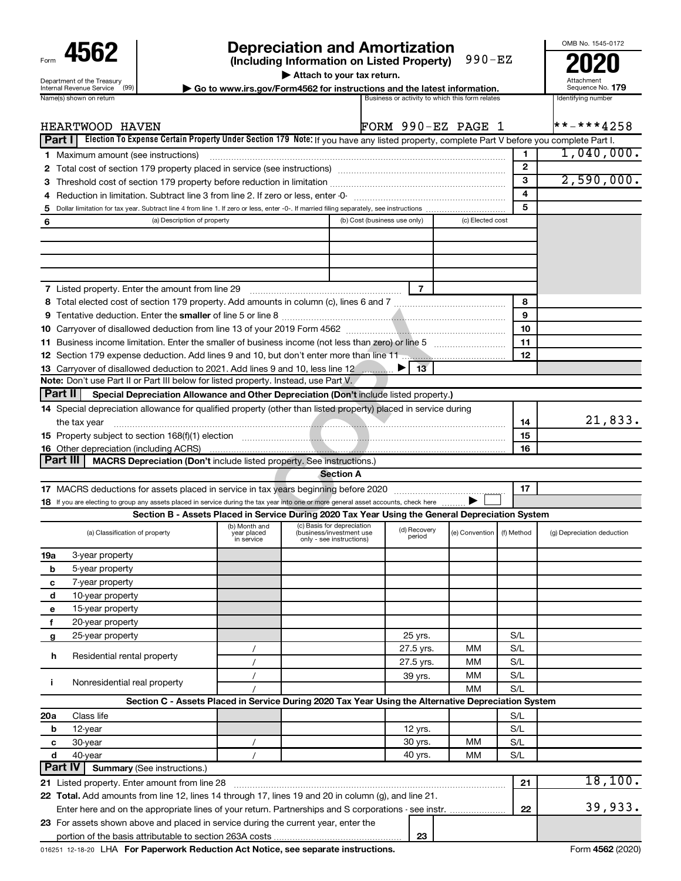Form **4562**

Department of the Treasury
Internal Revenue Service (99)

# Depreciation and Amortization

**(Including Information on Listed Property)** 990-EZ

▶ Attach to your tax return.

▶ Go to www.irs.gov/Form4562 for instructions and the latest information.

OMB No. 1545-0172

**2020**

Attachment Sequence No. **179**

| Name(s) shown on return | Business or activity to which this form relates | Identifying number |
|---|---|---|
| HEARTWOOD HAVEN | FORM 990-EZ PAGE 1 | **-***4258 |

**Part I** **Election To Expense Certain Property Under Section 179** **Note:** If you have any listed property, complete Part V before you complete Part I.

| Line | Description | | Amount |
|---|---|---|---|
| 1 | Maximum amount (see instructions) | 1 | 1,040,000. |
| 2 | Total cost of section 179 property placed in service (see instructions) | 2 | |
| 3 | Threshold cost of section 179 property before reduction in limitation | 3 | 2,590,000. |
| 4 | Reduction in limitation. Subtract line 3 from line 2. If zero or less, enter -0- | 4 | |
| 5 | Dollar limitation for tax year. Subtract line 4 from line 1. If zero or less, enter -0-. If married filing separately, see instructions | 5 | |

| 6 | (a) Description of property | (b) Cost (business use only) | (c) Elected cost |
|---|---|---|---|
| | | | |
| | | | |
| | | | |

| Line | Description | | Amount |
|---|---|---|---|
| 7 | Listed property. Enter the amount from line 29 | 7 | |
| 8 | Total elected cost of section 179 property. Add amounts in column (c), lines 6 and 7 | 8 | |
| 9 | Tentative deduction. Enter the **smaller** of line 5 or line 8 | 9 | |
| 10 | Carryover of disallowed deduction from line 13 of your 2019 Form 4562 | 10 | |
| 11 | Business income limitation. Enter the smaller of business income (not less than zero) or line 5 | 11 | |
| 12 | Section 179 expense deduction. Add lines 9 and 10, but don't enter more than line 11 | 12 | |
| 13 | Carryover of disallowed deduction to 2021. Add lines 9 and 10, less line 12 ▶ | 13 | |

**Note:** Don't use Part II or Part III below for listed property. Instead, use Part V.

**Part II** **Special Depreciation Allowance and Other Depreciation (Don't** include listed property.**)**

| Line | Description | | Amount |
|---|---|---|---|
| 14 | Special depreciation allowance for qualified property (other than listed property) placed in service during the tax year | 14 | 21,833. |
| 15 | Property subject to section 168(f)(1) election | 15 | |
| 16 | Other depreciation (including ACRS) | 16 | |

**Part III** **MACRS Depreciation (Don't** include listed property. See instructions.)

**Section A**

| Line | Description | | Amount |
|---|---|---|---|
| 17 | MACRS deductions for assets placed in service in tax years beginning before 2020 | 17 | |
| 18 | If you are electing to group any assets placed in service during the tax year into one or more general asset accounts, check here ▶ ☐ | | |

**Section B - Assets Placed in Service During 2020 Tax Year Using the General Depreciation System**

| | (a) Classification of property | (b) Month and year placed in service | (c) Basis for depreciation (business/investment use only - see instructions) | (d) Recovery period | (e) Convention | (f) Method | (g) Depreciation deduction |
|---|---|---|---|---|---|---|---|
| 19a | 3-year property | | | | | | |
| b | 5-year property | | | | | | |
| c | 7-year property | | | | | | |
| d | 10-year property | | | | | | |
| e | 15-year property | | | | | | |
| f | 20-year property | | | | | | |
| g | 25-year property | | | 25 yrs. | | S/L | |
| h | Residential rental property | / | | 27.5 yrs. | MM | S/L | |
| | | / | | 27.5 yrs. | MM | S/L | |
| i | Nonresidential real property | / | | 39 yrs. | MM | S/L | |
| | | / | | | MM | S/L | |

**Section C - Assets Placed in Service During 2020 Tax Year Using the Alternative Depreciation System**

| | (a) Classification of property | (b) Month and year placed in service | (c) Basis for depreciation | (d) Recovery period | (e) Convention | (f) Method | (g) Depreciation deduction |
|---|---|---|---|---|---|---|---|
| 20a | Class life | | | | | S/L | |
| b | 12-year | | | 12 yrs. | | S/L | |
| c | 30-year | / | | 30 yrs. | MM | S/L | |
| d | 40-year | / | | 40 yrs. | MM | S/L | |

**Part IV** **Summary** (See instructions.)

| Line | Description | | Amount |
|---|---|---|---|
| 21 | Listed property. Enter amount from line 28 | 21 | 18,100. |
| 22 | **Total.** Add amounts from line 12, lines 14 through 17, lines 19 and 20 in column (g), and line 21. Enter here and on the appropriate lines of your return. Partnerships and S corporations - see instr. | 22 | 39,933. |
| 23 | For assets shown above and placed in service during the current year, enter the portion of the basis attributable to section 263A costs | 23 | |

016251 12-18-20 LHA **For Paperwork Reduction Act Notice, see separate instructions.** Form **4562** (2020)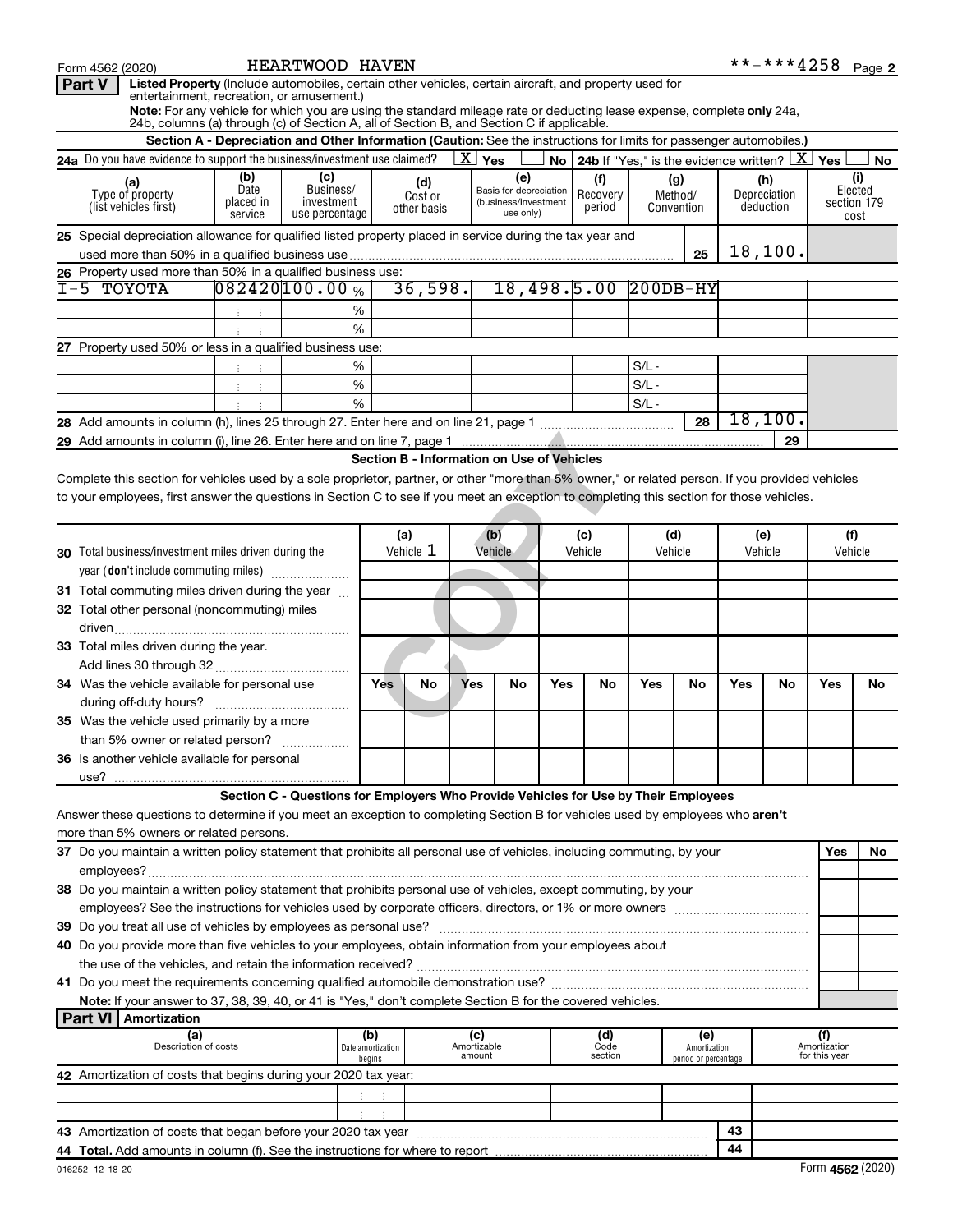Form 4562 (2020) HEARTWOOD HAVEN **-***4258 Page 2

## Part V Listed Property (Include automobiles, certain other vehicles, certain aircraft, and property used for entertainment, recreation, or amusement.)

**Note:** For any vehicle for which you are using the standard mileage rate or deducting lease expense, complete **only** 24a, 24b, columns (a) through (c) of Section A, all of Section B, and Section C if applicable.

### Section A - Depreciation and Other Information (Caution: See the instructions for limits for passenger automobiles.)

24a Do you have evidence to support the business/investment use claimed? [X] Yes [ ] No | 24b If "Yes," is the evidence written? [X] Yes [ ] No

| (a) Type of property (list vehicles first) | (b) Date placed in service | (c) Business/ investment use percentage | (d) Cost or other basis | (e) Basis for depreciation (business/investment use only) | (f) Recovery period | (g) Method/ Convention | (h) Depreciation deduction | (i) Elected section 179 cost |
|---|---|---|---|---|---|---|---|---|
| 25 Special depreciation allowance for qualified listed property placed in service during the tax year and used more than 50% in a qualified business use ... 25 | | | | | | | 18,100. | |
| 26 Property used more than 50% in a qualified business use: | | | | | | | | |
| I-5 TOYOTA | 082420 | 100.00 % | 36,598. | 18,498. | 5.00 | 200DB-HY | | |
| | | % | | | | | | |
| | | % | | | | | | |
| 27 Property used 50% or less in a qualified business use: | | | | | | | | |
| | | % | | | | S/L - | | |
| | | % | | | | S/L - | | |
| | | % | | | | S/L - | | |
| 28 Add amounts in column (h), lines 25 through 27. Enter here and on line 21, page 1 ... 28 | | | | | | | 18,100. | |
| 29 Add amounts in column (i), line 26. Enter here and on line 7, page 1 ... 29 | | | | | | | | |

### Section B - Information on Use of Vehicles

Complete this section for vehicles used by a sole proprietor, partner, or other "more than 5% owner," or related person. If you provided vehicles to your employees, first answer the questions in Section C to see if you meet an exception to completing this section for those vehicles.

| | (a) Vehicle 1 | | (b) Vehicle | | (c) Vehicle | | (d) Vehicle | | (e) Vehicle | | (f) Vehicle | |
|---|---|---|---|---|---|---|---|---|---|---|---|---|
| 30 Total business/investment miles driven during the year (**don't** include commuting miles) | | | | | | | | | | | | |
| 31 Total commuting miles driven during the year | | | | | | | | | | | | |
| 32 Total other personal (noncommuting) miles driven | | | | | | | | | | | | |
| 33 Total miles driven during the year. Add lines 30 through 32 | | | | | | | | | | | | |
| | Yes | No | Yes | No | Yes | No | Yes | No | Yes | No | Yes | No |
| 34 Was the vehicle available for personal use during off-duty hours? | | | | | | | | | | | | |
| 35 Was the vehicle used primarily by a more than 5% owner or related person? | | | | | | | | | | | | |
| 36 Is another vehicle available for personal use? | | | | | | | | | | | | |

### Section C - Questions for Employers Who Provide Vehicles for Use by Their Employees

Answer these questions to determine if you meet an exception to completing Section B for vehicles used by employees who **aren't** more than 5% owners or related persons.

| | Yes | No |
|---|---|---|
| 37 Do you maintain a written policy statement that prohibits all personal use of vehicles, including commuting, by your employees? | | |
| 38 Do you maintain a written policy statement that prohibits personal use of vehicles, except commuting, by your employees? See the instructions for vehicles used by corporate officers, directors, or 1% or more owners | | |
| 39 Do you treat all use of vehicles by employees as personal use? | | |
| 40 Do you provide more than five vehicles to your employees, obtain information from your employees about the use of the vehicles, and retain the information received? | | |
| 41 Do you meet the requirements concerning qualified automobile demonstration use? | | |

**Note:** If your answer to 37, 38, 39, 40, or 41 is "Yes," don't complete Section B for the covered vehicles.

## Part VI Amortization

| (a) Description of costs | (b) Date amortization begins | (c) Amortizable amount | (d) Code section | (e) Amortization period or percentage | (f) Amortization for this year |
|---|---|---|---|---|---|
| 42 Amortization of costs that begins during your 2020 tax year: | | | | | |
| | | | | | |
| | | | | | |
| 43 Amortization of costs that began before your 2020 tax year ... 43 | | | | | |
| 44 **Total.** Add amounts in column (f). See the instructions for where to report ... 44 | | | | | |

016252 12-18-20 Form **4562** (2020)